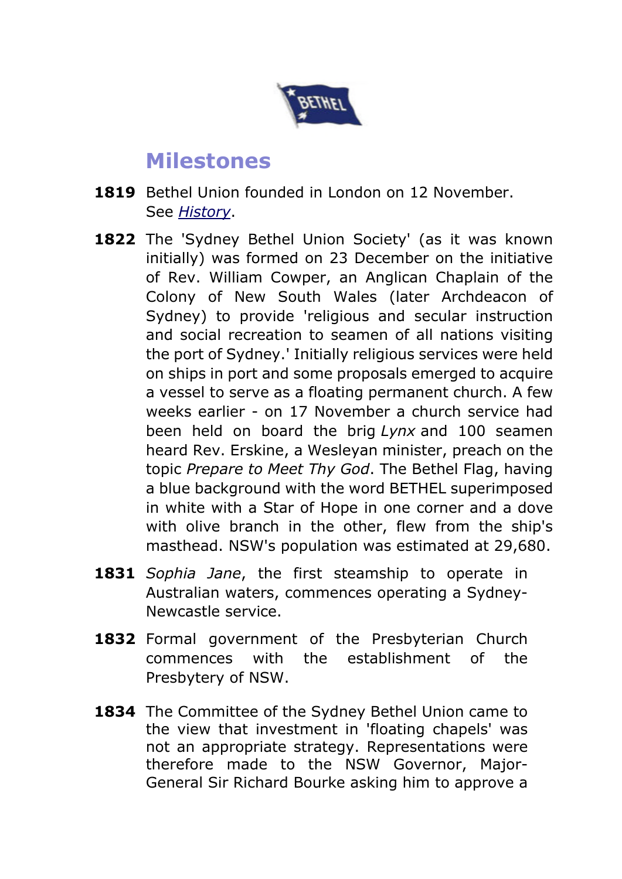# Milestones

**1819** Bethel Union founded in London on 12 November. See *History*.

**1822** The 'Sydney Bethel Union Society' (as it was known initially) was formed on 23 December on the initiative of Rev. William Cowper, an Anglican Chaplain of the Colony of New South Wales (later Archdeacon of Sydney) to provide 'religious and secular instruction and social recreation to seamen of all nations visiting the port of Sydney.' Initially religious services were held on ships in port and some proposals emerged to acquire a vessel to serve as a floating permanent church. A few weeks earlier - on 17 November a church service had been held on board the brig *Lynx* and 100 seamen heard Rev. Erskine, a Wesleyan minister, preach on the topic *Prepare to Meet Thy God*. The Bethel Flag, having a blue background with the word BETHEL superimposed in white with a Star of Hope in one corner and a dove with olive branch in the other, flew from the ship's masthead. NSW's population was estimated at 29,680.

**1831** *Sophia Jane*, the first steamship to operate in Australian waters, commences operating a Sydney-Newcastle service.

**1832** Formal government of the Presbyterian Church commences with the establishment of the Presbytery of NSW.

**1834** The Committee of the Sydney Bethel Union came to the view that investment in 'floating chapels' was not an appropriate strategy. Representations were therefore made to the NSW Governor, Major-General Sir Richard Bourke asking him to approve a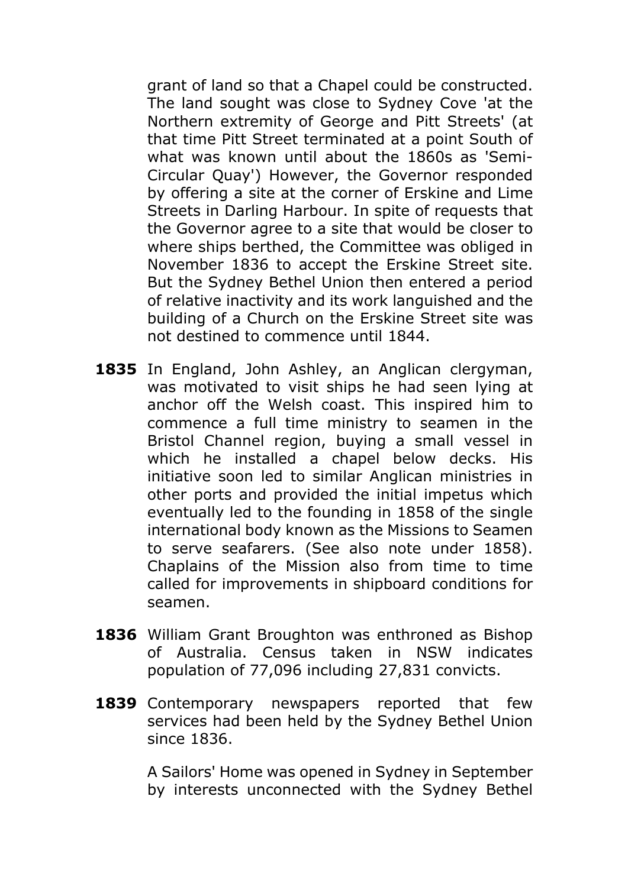grant of land so that a Chapel could be constructed. The land sought was close to Sydney Cove 'at the Northern extremity of George and Pitt Streets' (at that time Pitt Street terminated at a point South of what was known until about the 1860s as 'Semi-Circular Quay') However, the Governor responded by offering a site at the corner of Erskine and Lime Streets in Darling Harbour. In spite of requests that the Governor agree to a site that would be closer to where ships berthed, the Committee was obliged in November 1836 to accept the Erskine Street site. But the Sydney Bethel Union then entered a period of relative inactivity and its work languished and the building of a Church on the Erskine Street site was not destined to commence until 1844.

**1835** In England, John Ashley, an Anglican clergyman, was motivated to visit ships he had seen lying at anchor off the Welsh coast. This inspired him to commence a full time ministry to seamen in the Bristol Channel region, buying a small vessel in which he installed a chapel below decks. His initiative soon led to similar Anglican ministries in other ports and provided the initial impetus which eventually led to the founding in 1858 of the single international body known as the Missions to Seamen to serve seafarers. (See also note under 1858). Chaplains of the Mission also from time to time called for improvements in shipboard conditions for seamen.

**1836** William Grant Broughton was enthroned as Bishop of Australia. Census taken in NSW indicates population of 77,096 including 27,831 convicts.

**1839** Contemporary newspapers reported that few services had been held by the Sydney Bethel Union since 1836.

A Sailors' Home was opened in Sydney in September by interests unconnected with the Sydney Bethel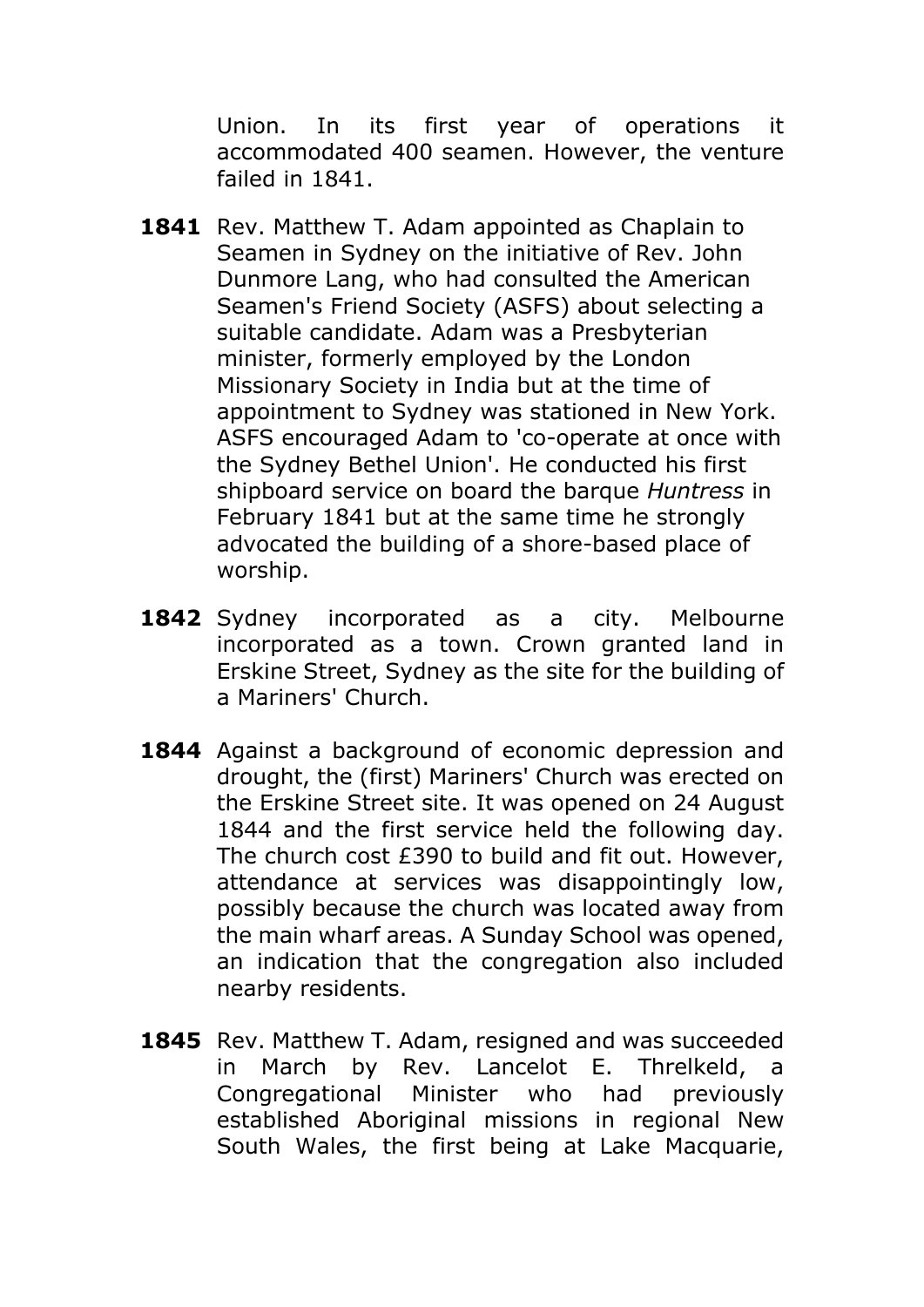Union. In its first year of operations it accommodated 400 seamen. However, the venture failed in 1841.

**1841** Rev. Matthew T. Adam appointed as Chaplain to Seamen in Sydney on the initiative of Rev. John Dunmore Lang, who had consulted the American Seamen's Friend Society (ASFS) about selecting a suitable candidate. Adam was a Presbyterian minister, formerly employed by the London Missionary Society in India but at the time of appointment to Sydney was stationed in New York. ASFS encouraged Adam to 'co-operate at once with the Sydney Bethel Union'. He conducted his first shipboard service on board the barque *Huntress* in February 1841 but at the same time he strongly advocated the building of a shore-based place of worship.

**1842** Sydney incorporated as a city. Melbourne incorporated as a town. Crown granted land in Erskine Street, Sydney as the site for the building of a Mariners' Church.

**1844** Against a background of economic depression and drought, the (first) Mariners' Church was erected on the Erskine Street site. It was opened on 24 August 1844 and the first service held the following day. The church cost £390 to build and fit out. However, attendance at services was disappointingly low, possibly because the church was located away from the main wharf areas. A Sunday School was opened, an indication that the congregation also included nearby residents.

**1845** Rev. Matthew T. Adam, resigned and was succeeded in March by Rev. Lancelot E. Threlkeld, a Congregational Minister who had previously established Aboriginal missions in regional New South Wales, the first being at Lake Macquarie,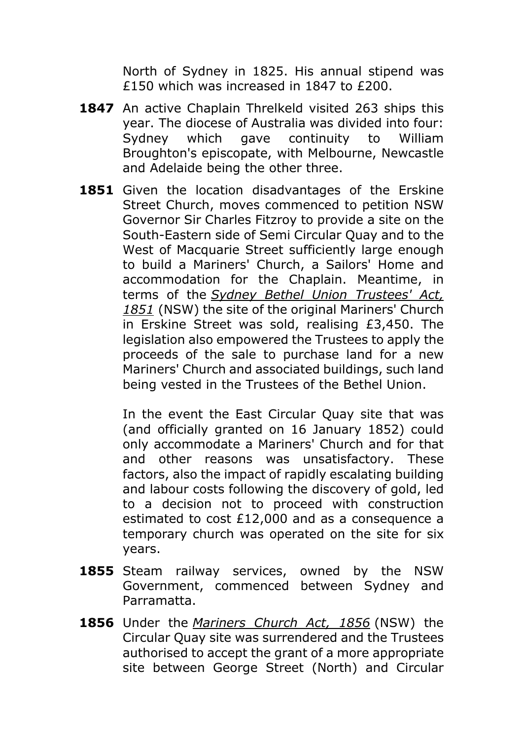North of Sydney in 1825. His annual stipend was £150 which was increased in 1847 to £200.

**1847** An active Chaplain Threlkeld visited 263 ships this year. The diocese of Australia was divided into four: Sydney which gave continuity to William Broughton's episcopate, with Melbourne, Newcastle and Adelaide being the other three.

**1851** Given the location disadvantages of the Erskine Street Church, moves commenced to petition NSW Governor Sir Charles Fitzroy to provide a site on the South-Eastern side of Semi Circular Quay and to the West of Macquarie Street sufficiently large enough to build a Mariners' Church, a Sailors' Home and accommodation for the Chaplain. Meantime, in terms of the *Sydney Bethel Union Trustees' Act, 1851* (NSW) the site of the original Mariners' Church in Erskine Street was sold, realising £3,450. The legislation also empowered the Trustees to apply the proceeds of the sale to purchase land for a new Mariners' Church and associated buildings, such land being vested in the Trustees of the Bethel Union.

In the event the East Circular Quay site that was (and officially granted on 16 January 1852) could only accommodate a Mariners' Church and for that and other reasons was unsatisfactory. These factors, also the impact of rapidly escalating building and labour costs following the discovery of gold, led to a decision not to proceed with construction estimated to cost £12,000 and as a consequence a temporary church was operated on the site for six years.

**1855** Steam railway services, owned by the NSW Government, commenced between Sydney and Parramatta.

**1856** Under the *Mariners Church Act, 1856* (NSW) the Circular Quay site was surrendered and the Trustees authorised to accept the grant of a more appropriate site between George Street (North) and Circular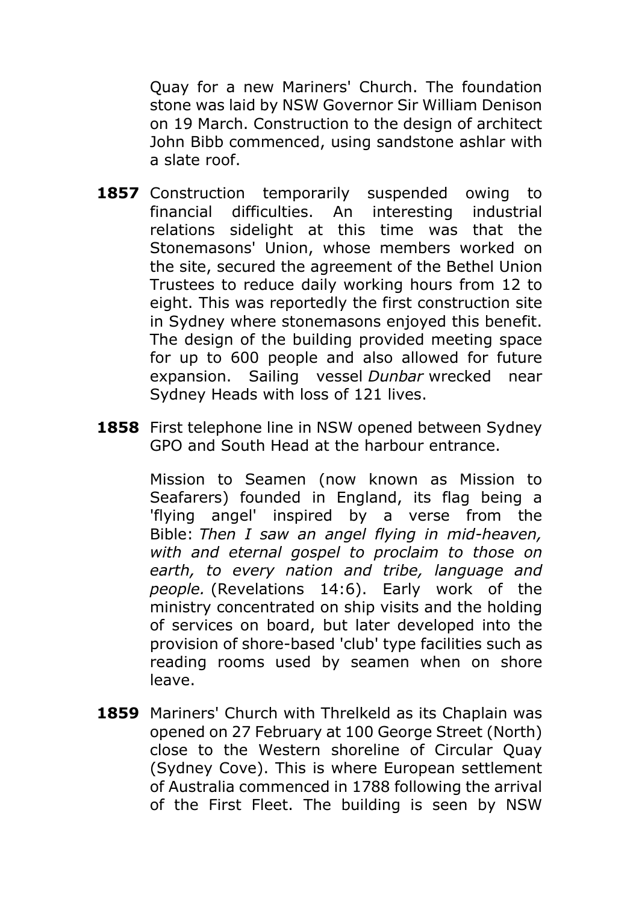Quay for a new Mariners' Church. The foundation stone was laid by NSW Governor Sir William Denison on 19 March. Construction to the design of architect John Bibb commenced, using sandstone ashlar with a slate roof.

**1857** Construction temporarily suspended owing to financial difficulties. An interesting industrial relations sidelight at this time was that the Stonemasons' Union, whose members worked on the site, secured the agreement of the Bethel Union Trustees to reduce daily working hours from 12 to eight. This was reportedly the first construction site in Sydney where stonemasons enjoyed this benefit. The design of the building provided meeting space for up to 600 people and also allowed for future expansion. Sailing vessel *Dunbar* wrecked near Sydney Heads with loss of 121 lives.

**1858** First telephone line in NSW opened between Sydney GPO and South Head at the harbour entrance.

Mission to Seamen (now known as Mission to Seafarers) founded in England, its flag being a 'flying angel' inspired by a verse from the Bible: *Then I saw an angel flying in mid-heaven, with and eternal gospel to proclaim to those on earth, to every nation and tribe, language and people.* (Revelations 14:6). Early work of the ministry concentrated on ship visits and the holding of services on board, but later developed into the provision of shore-based 'club' type facilities such as reading rooms used by seamen when on shore leave.

**1859** Mariners' Church with Threlkeld as its Chaplain was opened on 27 February at 100 George Street (North) close to the Western shoreline of Circular Quay (Sydney Cove). This is where European settlement of Australia commenced in 1788 following the arrival of the First Fleet. The building is seen by NSW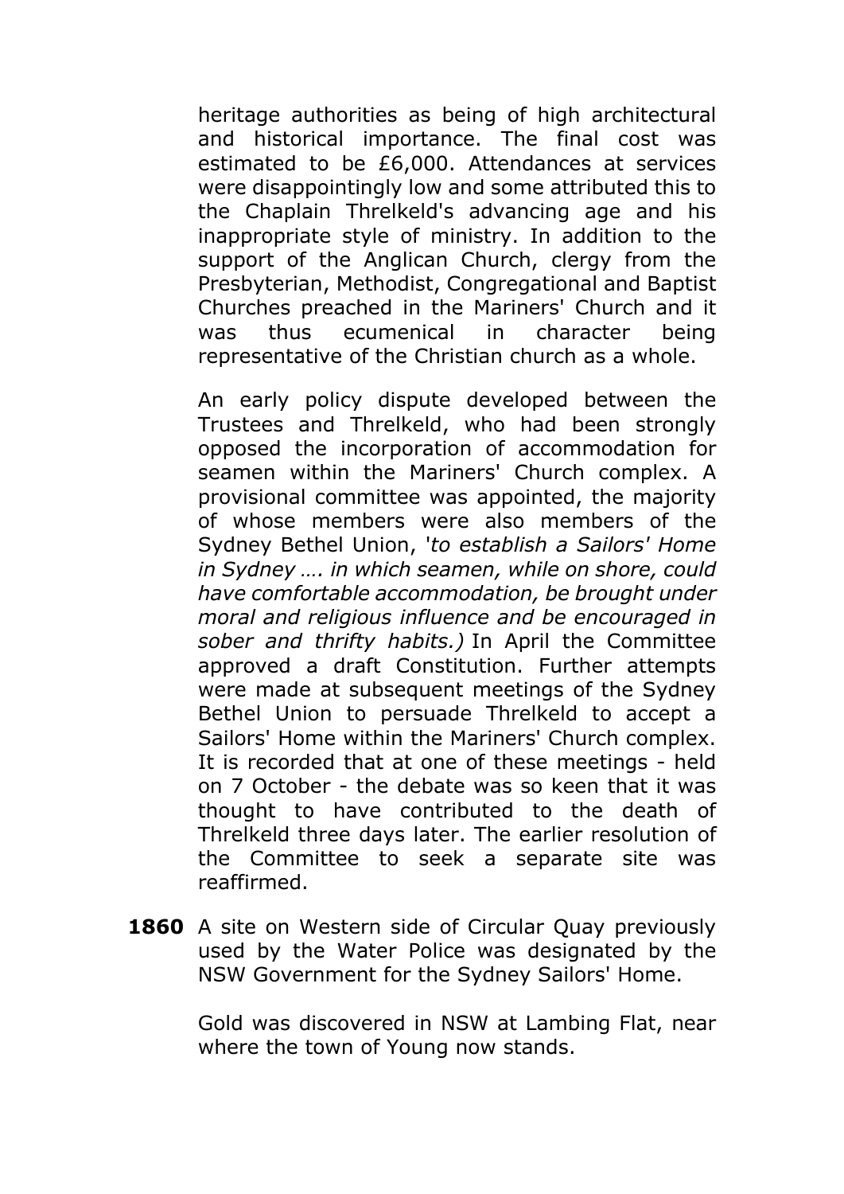heritage authorities as being of high architectural and historical importance. The final cost was estimated to be £6,000. Attendances at services were disappointingly low and some attributed this to the Chaplain Threlkeld's advancing age and his inappropriate style of ministry. In addition to the support of the Anglican Church, clergy from the Presbyterian, Methodist, Congregational and Baptist Churches preached in the Mariners' Church and it was thus ecumenical in character being representative of the Christian church as a whole.

An early policy dispute developed between the Trustees and Threlkeld, who had been strongly opposed the incorporation of accommodation for seamen within the Mariners' Church complex. A provisional committee was appointed, the majority of whose members were also members of the Sydney Bethel Union, '*to establish a Sailors' Home in Sydney …. in which seamen, while on shore, could have comfortable accommodation, be brought under moral and religious influence and be encouraged in sober and thrifty habits.)* In April the Committee approved a draft Constitution. Further attempts were made at subsequent meetings of the Sydney Bethel Union to persuade Threlkeld to accept a Sailors' Home within the Mariners' Church complex. It is recorded that at one of these meetings - held on 7 October - the debate was so keen that it was thought to have contributed to the death of Threlkeld three days later. The earlier resolution of the Committee to seek a separate site was reaffirmed.

**1860** A site on Western side of Circular Quay previously used by the Water Police was designated by the NSW Government for the Sydney Sailors' Home.

Gold was discovered in NSW at Lambing Flat, near where the town of Young now stands.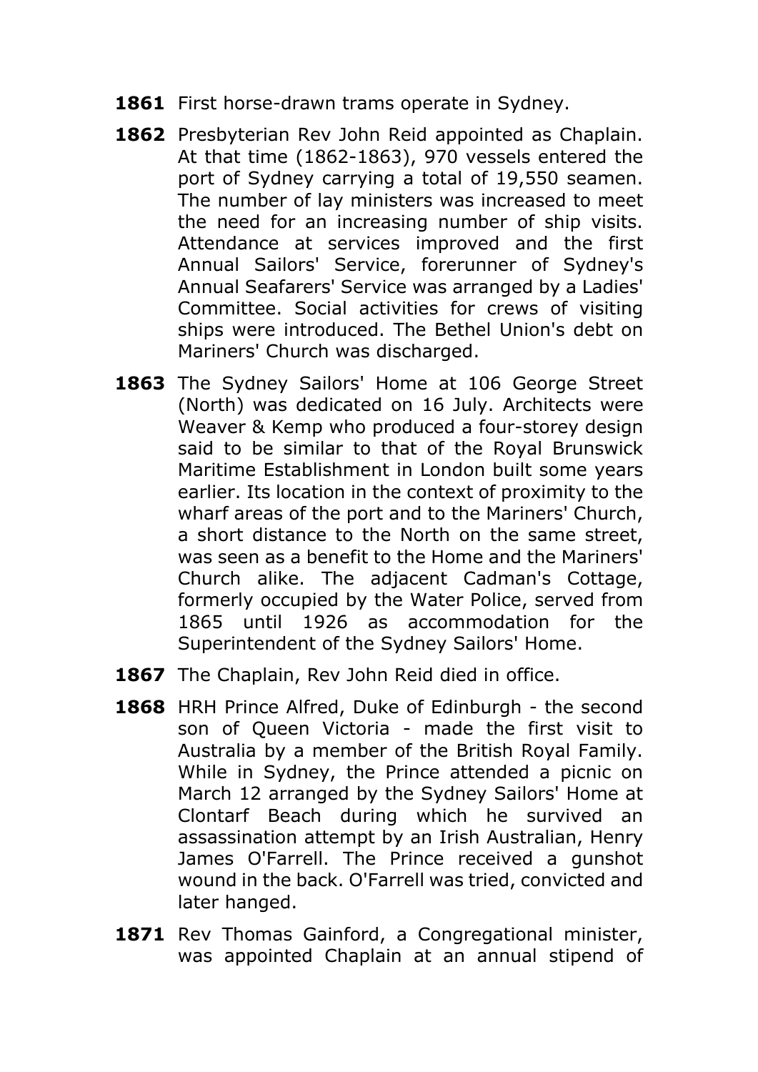**1861** First horse-drawn trams operate in Sydney.

**1862** Presbyterian Rev John Reid appointed as Chaplain. At that time (1862-1863), 970 vessels entered the port of Sydney carrying a total of 19,550 seamen. The number of lay ministers was increased to meet the need for an increasing number of ship visits. Attendance at services improved and the first Annual Sailors' Service, forerunner of Sydney's Annual Seafarers' Service was arranged by a Ladies' Committee. Social activities for crews of visiting ships were introduced. The Bethel Union's debt on Mariners' Church was discharged.

**1863** The Sydney Sailors' Home at 106 George Street (North) was dedicated on 16 July. Architects were Weaver & Kemp who produced a four-storey design said to be similar to that of the Royal Brunswick Maritime Establishment in London built some years earlier. Its location in the context of proximity to the wharf areas of the port and to the Mariners' Church, a short distance to the North on the same street, was seen as a benefit to the Home and the Mariners' Church alike. The adjacent Cadman's Cottage, formerly occupied by the Water Police, served from 1865 until 1926 as accommodation for the Superintendent of the Sydney Sailors' Home.

**1867** The Chaplain, Rev John Reid died in office.

**1868** HRH Prince Alfred, Duke of Edinburgh - the second son of Queen Victoria - made the first visit to Australia by a member of the British Royal Family. While in Sydney, the Prince attended a picnic on March 12 arranged by the Sydney Sailors' Home at Clontarf Beach during which he survived an assassination attempt by an Irish Australian, Henry James O'Farrell. The Prince received a gunshot wound in the back. O'Farrell was tried, convicted and later hanged.

**1871** Rev Thomas Gainford, a Congregational minister, was appointed Chaplain at an annual stipend of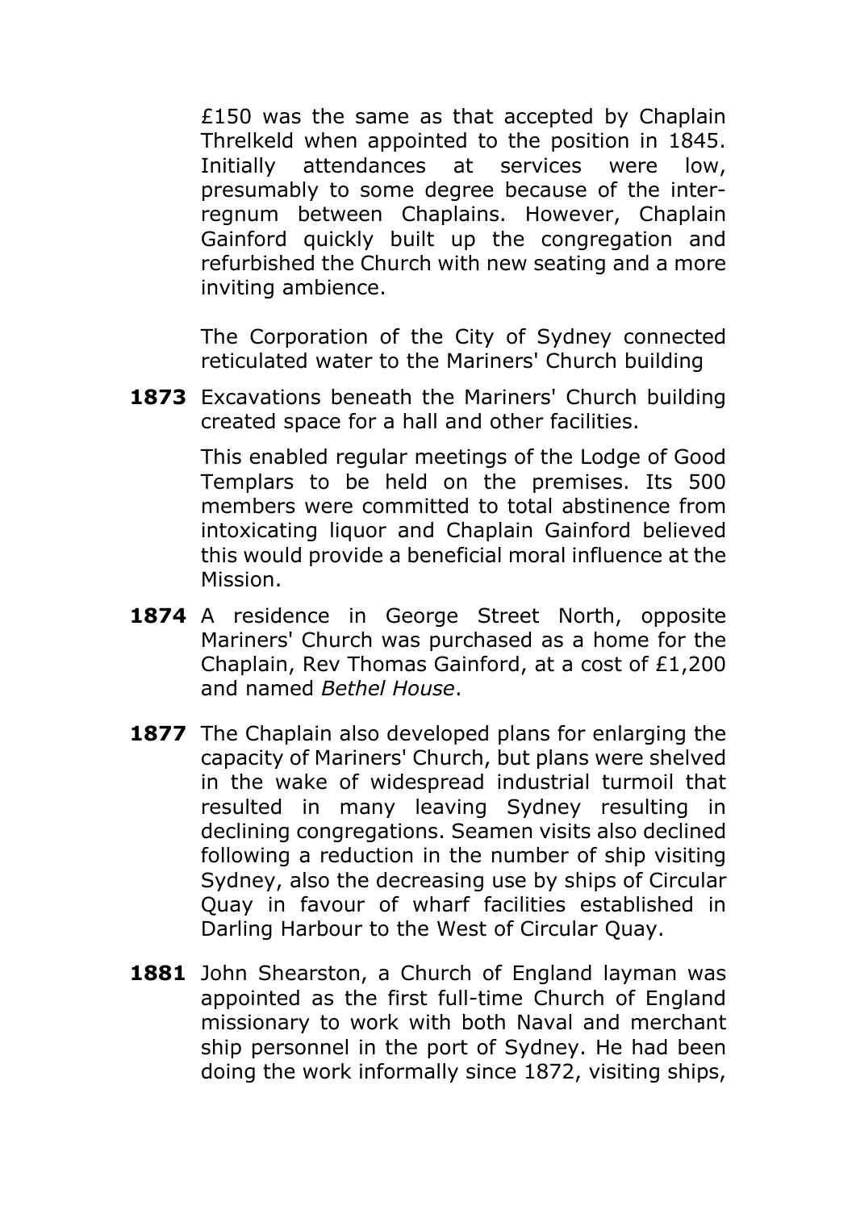£150 was the same as that accepted by Chaplain Threlkeld when appointed to the position in 1845. Initially attendances at services were low, presumably to some degree because of the inter-regnum between Chaplains. However, Chaplain Gainford quickly built up the congregation and refurbished the Church with new seating and a more inviting ambience.

The Corporation of the City of Sydney connected reticulated water to the Mariners' Church building

**1873** Excavations beneath the Mariners' Church building created space for a hall and other facilities.

This enabled regular meetings of the Lodge of Good Templars to be held on the premises. Its 500 members were committed to total abstinence from intoxicating liquor and Chaplain Gainford believed this would provide a beneficial moral influence at the Mission.

**1874** A residence in George Street North, opposite Mariners' Church was purchased as a home for the Chaplain, Rev Thomas Gainford, at a cost of £1,200 and named *Bethel House*.

**1877** The Chaplain also developed plans for enlarging the capacity of Mariners' Church, but plans were shelved in the wake of widespread industrial turmoil that resulted in many leaving Sydney resulting in declining congregations. Seamen visits also declined following a reduction in the number of ship visiting Sydney, also the decreasing use by ships of Circular Quay in favour of wharf facilities established in Darling Harbour to the West of Circular Quay.

**1881** John Shearston, a Church of England layman was appointed as the first full-time Church of England missionary to work with both Naval and merchant ship personnel in the port of Sydney. He had been doing the work informally since 1872, visiting ships,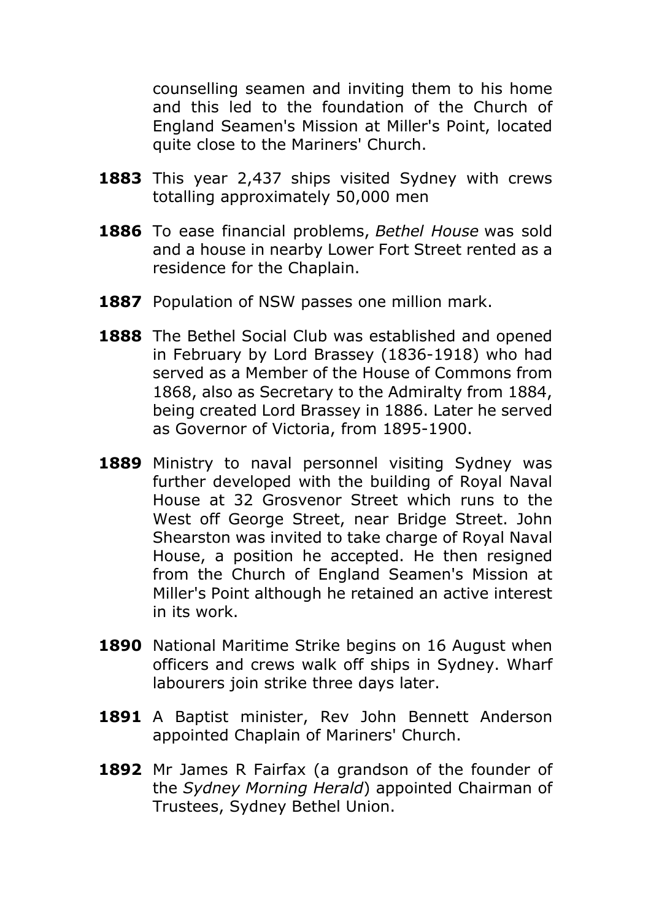counselling seamen and inviting them to his home and this led to the foundation of the Church of England Seamen's Mission at Miller's Point, located quite close to the Mariners' Church.

**1883** This year 2,437 ships visited Sydney with crews totalling approximately 50,000 men

**1886** To ease financial problems, *Bethel House* was sold and a house in nearby Lower Fort Street rented as a residence for the Chaplain.

**1887** Population of NSW passes one million mark.

**1888** The Bethel Social Club was established and opened in February by Lord Brassey (1836-1918) who had served as a Member of the House of Commons from 1868, also as Secretary to the Admiralty from 1884, being created Lord Brassey in 1886. Later he served as Governor of Victoria, from 1895-1900.

**1889** Ministry to naval personnel visiting Sydney was further developed with the building of Royal Naval House at 32 Grosvenor Street which runs to the West off George Street, near Bridge Street. John Shearston was invited to take charge of Royal Naval House, a position he accepted. He then resigned from the Church of England Seamen's Mission at Miller's Point although he retained an active interest in its work.

**1890** National Maritime Strike begins on 16 August when officers and crews walk off ships in Sydney. Wharf labourers join strike three days later.

**1891** A Baptist minister, Rev John Bennett Anderson appointed Chaplain of Mariners' Church.

**1892** Mr James R Fairfax (a grandson of the founder of the *Sydney Morning Herald*) appointed Chairman of Trustees, Sydney Bethel Union.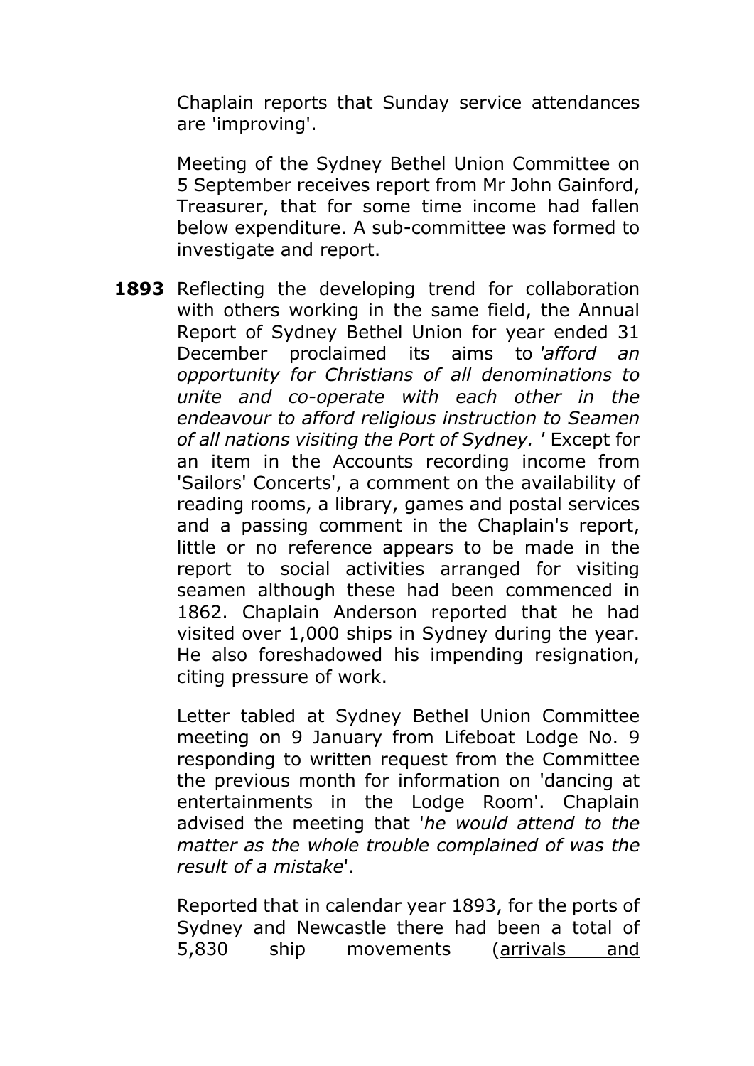Chaplain reports that Sunday service attendances are 'improving'.

Meeting of the Sydney Bethel Union Committee on 5 September receives report from Mr John Gainford, Treasurer, that for some time income had fallen below expenditure. A sub-committee was formed to investigate and report.

**1893** Reflecting the developing trend for collaboration with others working in the same field, the Annual Report of Sydney Bethel Union for year ended 31 December proclaimed its aims to *'afford an opportunity for Christians of all denominations to unite and co-operate with each other in the endeavour to afford religious instruction to Seamen of all nations visiting the Port of Sydney. '* Except for an item in the Accounts recording income from 'Sailors' Concerts', a comment on the availability of reading rooms, a library, games and postal services and a passing comment in the Chaplain's report, little or no reference appears to be made in the report to social activities arranged for visiting seamen although these had been commenced in 1862. Chaplain Anderson reported that he had visited over 1,000 ships in Sydney during the year. He also foreshadowed his impending resignation, citing pressure of work.

Letter tabled at Sydney Bethel Union Committee meeting on 9 January from Lifeboat Lodge No. 9 responding to written request from the Committee the previous month for information on 'dancing at entertainments in the Lodge Room'. Chaplain advised the meeting that '*he would attend to the matter as the whole trouble complained of was the result of a mistake*'.

Reported that in calendar year 1893, for the ports of Sydney and Newcastle there had been a total of 5,830 ship movements (<u>arrivals and</u>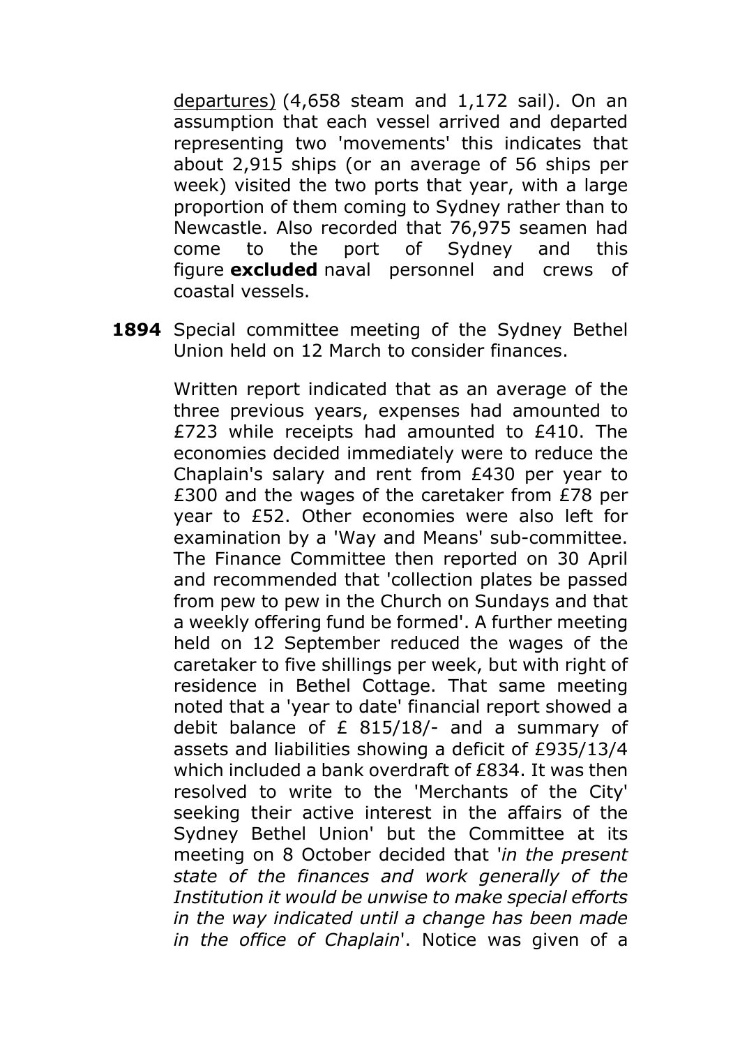departures) (4,658 steam and 1,172 sail). On an assumption that each vessel arrived and departed representing two 'movements' this indicates that about 2,915 ships (or an average of 56 ships per week) visited the two ports that year, with a large proportion of them coming to Sydney rather than to Newcastle. Also recorded that 76,975 seamen had come to the port of Sydney and this figure **excluded** naval personnel and crews of coastal vessels.

**1894** Special committee meeting of the Sydney Bethel Union held on 12 March to consider finances.

Written report indicated that as an average of the three previous years, expenses had amounted to £723 while receipts had amounted to £410. The economies decided immediately were to reduce the Chaplain's salary and rent from £430 per year to £300 and the wages of the caretaker from £78 per year to £52. Other economies were also left for examination by a 'Way and Means' sub-committee. The Finance Committee then reported on 30 April and recommended that 'collection plates be passed from pew to pew in the Church on Sundays and that a weekly offering fund be formed'. A further meeting held on 12 September reduced the wages of the caretaker to five shillings per week, but with right of residence in Bethel Cottage. That same meeting noted that a 'year to date' financial report showed a debit balance of £ 815/18/- and a summary of assets and liabilities showing a deficit of £935/13/4 which included a bank overdraft of £834. It was then resolved to write to the 'Merchants of the City' seeking their active interest in the affairs of the Sydney Bethel Union' but the Committee at its meeting on 8 October decided that '*in the present state of the finances and work generally of the Institution it would be unwise to make special efforts in the way indicated until a change has been made in the office of Chaplain*'. Notice was given of a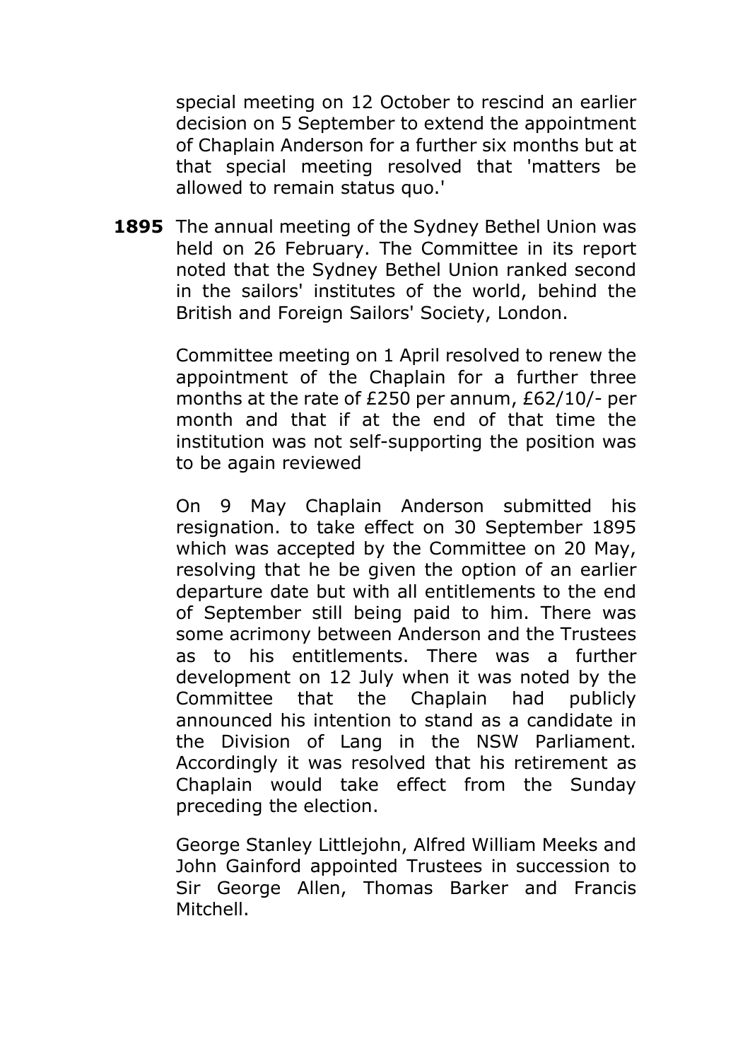special meeting on 12 October to rescind an earlier decision on 5 September to extend the appointment of Chaplain Anderson for a further six months but at that special meeting resolved that 'matters be allowed to remain status quo.'

**1895** The annual meeting of the Sydney Bethel Union was held on 26 February. The Committee in its report noted that the Sydney Bethel Union ranked second in the sailors' institutes of the world, behind the British and Foreign Sailors' Society, London.

Committee meeting on 1 April resolved to renew the appointment of the Chaplain for a further three months at the rate of £250 per annum, £62/10/- per month and that if at the end of that time the institution was not self-supporting the position was to be again reviewed

On 9 May Chaplain Anderson submitted his resignation. to take effect on 30 September 1895 which was accepted by the Committee on 20 May, resolving that he be given the option of an earlier departure date but with all entitlements to the end of September still being paid to him. There was some acrimony between Anderson and the Trustees as to his entitlements. There was a further development on 12 July when it was noted by the Committee that the Chaplain had publicly announced his intention to stand as a candidate in the Division of Lang in the NSW Parliament. Accordingly it was resolved that his retirement as Chaplain would take effect from the Sunday preceding the election.

George Stanley Littlejohn, Alfred William Meeks and John Gainford appointed Trustees in succession to Sir George Allen, Thomas Barker and Francis Mitchell.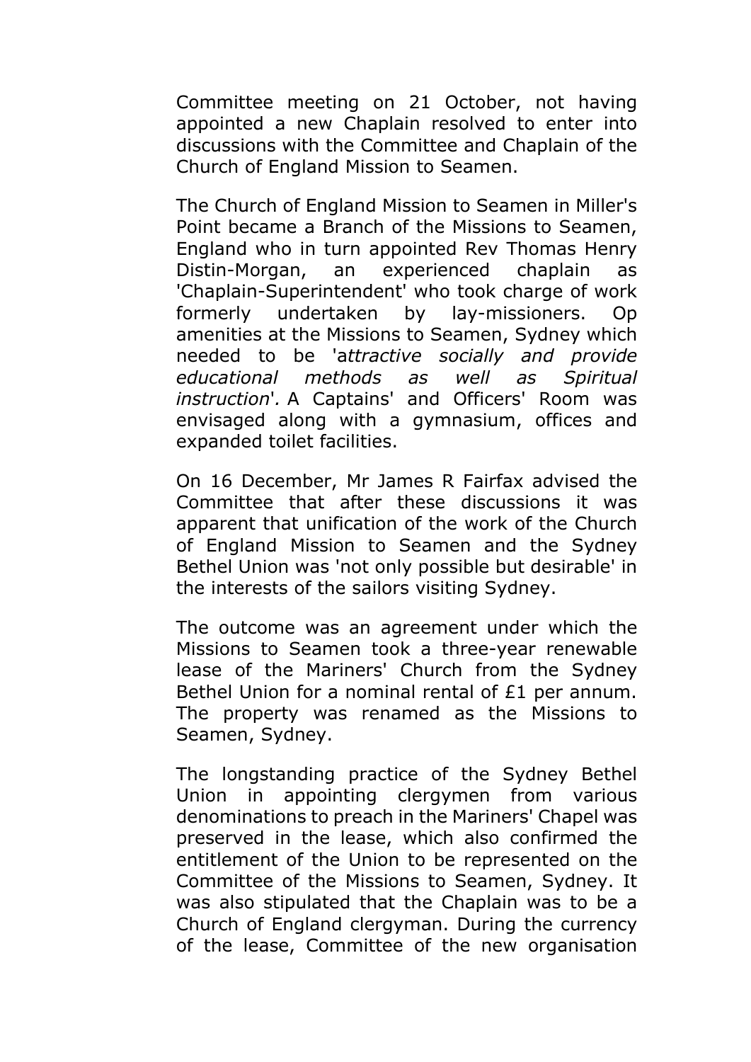Committee meeting on 21 October, not having appointed a new Chaplain resolved to enter into discussions with the Committee and Chaplain of the Church of England Mission to Seamen.

The Church of England Mission to Seamen in Miller's Point became a Branch of the Missions to Seamen, England who in turn appointed Rev Thomas Henry Distin-Morgan, an experienced chaplain as 'Chaplain-Superintendent' who took charge of work formerly undertaken by lay-missioners. Op amenities at the Missions to Seamen, Sydney which needed to be '*attractive socially and provide educational methods as well as Spiritual instruction*'. A Captains' and Officers' Room was envisaged along with a gymnasium, offices and expanded toilet facilities.

On 16 December, Mr James R Fairfax advised the Committee that after these discussions it was apparent that unification of the work of the Church of England Mission to Seamen and the Sydney Bethel Union was 'not only possible but desirable' in the interests of the sailors visiting Sydney.

The outcome was an agreement under which the Missions to Seamen took a three-year renewable lease of the Mariners' Church from the Sydney Bethel Union for a nominal rental of £1 per annum. The property was renamed as the Missions to Seamen, Sydney.

The longstanding practice of the Sydney Bethel Union in appointing clergymen from various denominations to preach in the Mariners' Chapel was preserved in the lease, which also confirmed the entitlement of the Union to be represented on the Committee of the Missions to Seamen, Sydney. It was also stipulated that the Chaplain was to be a Church of England clergyman. During the currency of the lease, Committee of the new organisation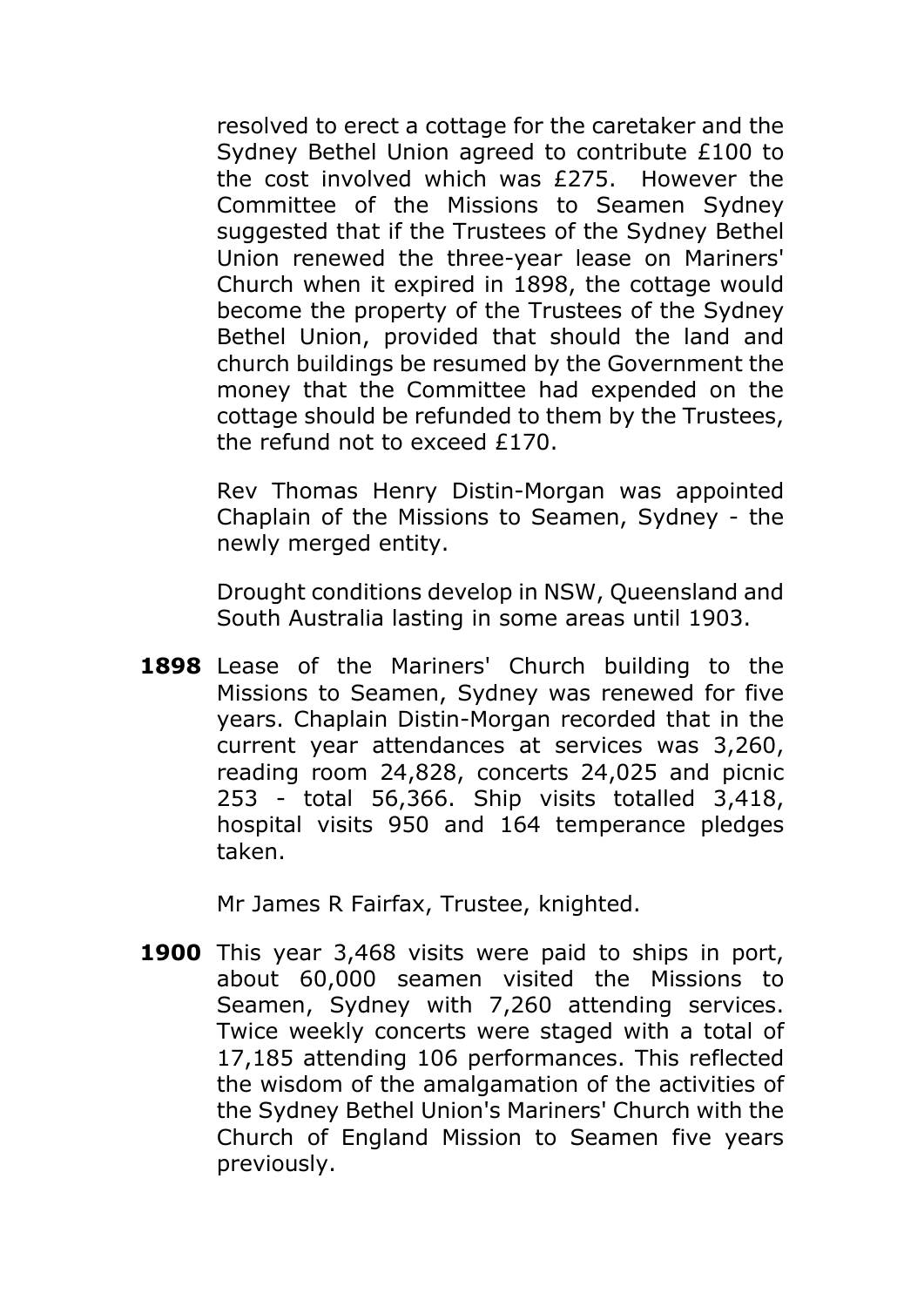resolved to erect a cottage for the caretaker and the Sydney Bethel Union agreed to contribute £100 to the cost involved which was £275. However the Committee of the Missions to Seamen Sydney suggested that if the Trustees of the Sydney Bethel Union renewed the three-year lease on Mariners' Church when it expired in 1898, the cottage would become the property of the Trustees of the Sydney Bethel Union, provided that should the land and church buildings be resumed by the Government the money that the Committee had expended on the cottage should be refunded to them by the Trustees, the refund not to exceed £170.

Rev Thomas Henry Distin-Morgan was appointed Chaplain of the Missions to Seamen, Sydney - the newly merged entity.

Drought conditions develop in NSW, Queensland and South Australia lasting in some areas until 1903.

**1898** Lease of the Mariners' Church building to the Missions to Seamen, Sydney was renewed for five years. Chaplain Distin-Morgan recorded that in the current year attendances at services was 3,260, reading room 24,828, concerts 24,025 and picnic 253 - total 56,366. Ship visits totalled 3,418, hospital visits 950 and 164 temperance pledges taken.

Mr James R Fairfax, Trustee, knighted.

**1900** This year 3,468 visits were paid to ships in port, about 60,000 seamen visited the Missions to Seamen, Sydney with 7,260 attending services. Twice weekly concerts were staged with a total of 17,185 attending 106 performances. This reflected the wisdom of the amalgamation of the activities of the Sydney Bethel Union's Mariners' Church with the Church of England Mission to Seamen five years previously.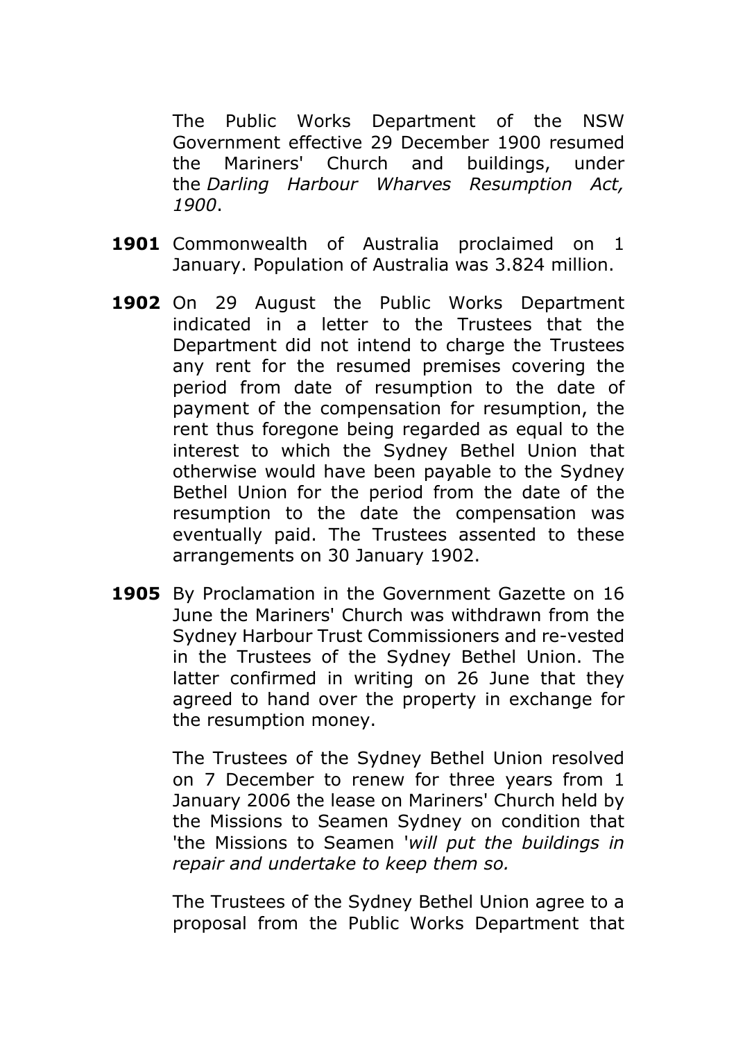The Public Works Department of the NSW Government effective 29 December 1900 resumed the Mariners' Church and buildings, under the *Darling Harbour Wharves Resumption Act, 1900*.

**1901** Commonwealth of Australia proclaimed on 1 January. Population of Australia was 3.824 million.

**1902** On 29 August the Public Works Department indicated in a letter to the Trustees that the Department did not intend to charge the Trustees any rent for the resumed premises covering the period from date of resumption to the date of payment of the compensation for resumption, the rent thus foregone being regarded as equal to the interest to which the Sydney Bethel Union that otherwise would have been payable to the Sydney Bethel Union for the period from the date of the resumption to the date the compensation was eventually paid. The Trustees assented to these arrangements on 30 January 1902.

**1905** By Proclamation in the Government Gazette on 16 June the Mariners' Church was withdrawn from the Sydney Harbour Trust Commissioners and re-vested in the Trustees of the Sydney Bethel Union. The latter confirmed in writing on 26 June that they agreed to hand over the property in exchange for the resumption money.

The Trustees of the Sydney Bethel Union resolved on 7 December to renew for three years from 1 January 2006 the lease on Mariners' Church held by the Missions to Seamen Sydney on condition that 'the Missions to Seamen '*will put the buildings in repair and undertake to keep them so.*

The Trustees of the Sydney Bethel Union agree to a proposal from the Public Works Department that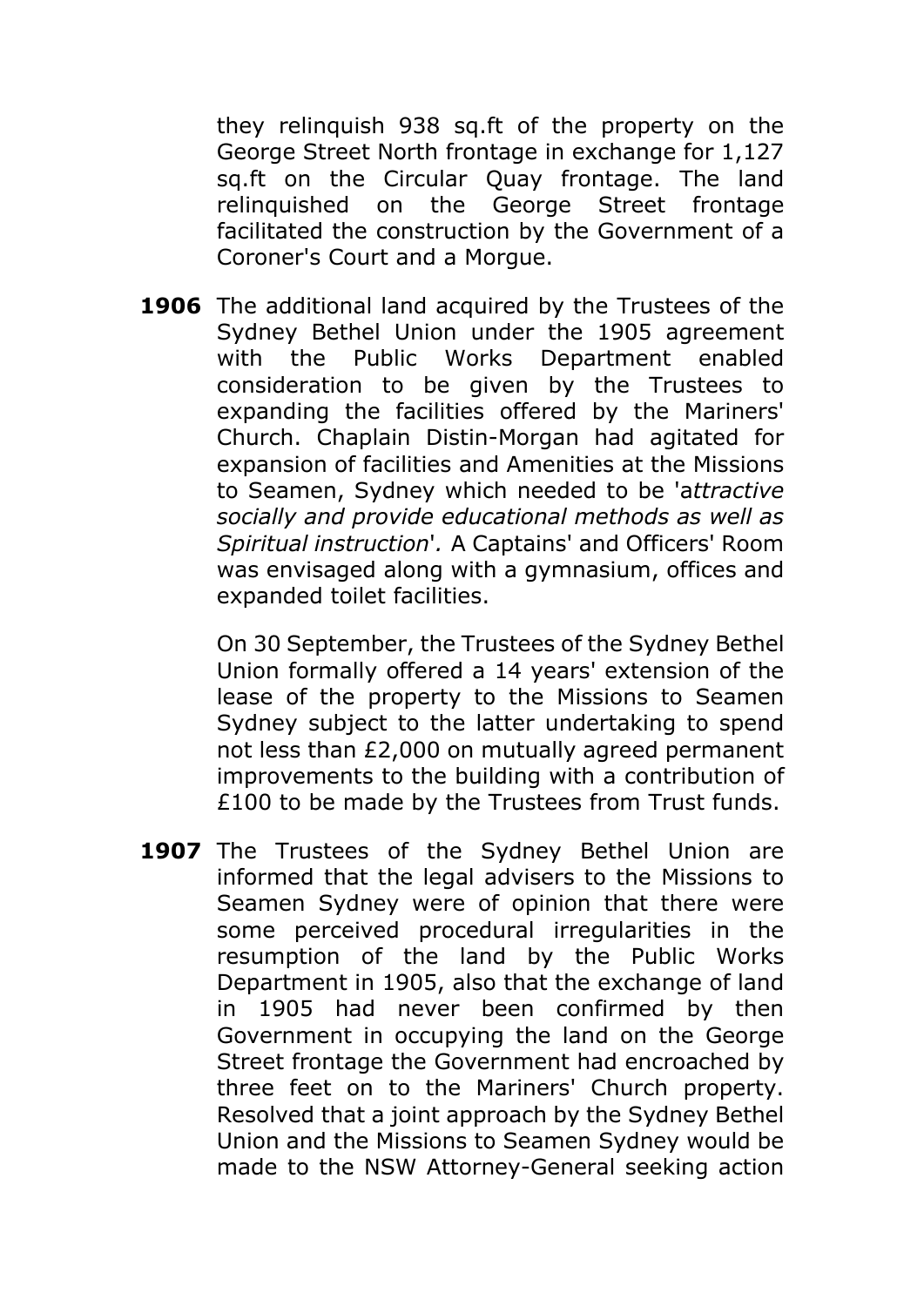they relinquish 938 sq.ft of the property on the George Street North frontage in exchange for 1,127 sq.ft on the Circular Quay frontage. The land relinquished on the George Street frontage facilitated the construction by the Government of a Coroner's Court and a Morgue.

**1906** The additional land acquired by the Trustees of the Sydney Bethel Union under the 1905 agreement with the Public Works Department enabled consideration to be given by the Trustees to expanding the facilities offered by the Mariners' Church. Chaplain Distin-Morgan had agitated for expansion of facilities and Amenities at the Missions to Seamen, Sydney which needed to be 'a*ttractive socially and provide educational methods as well as Spiritual instruction*'. A Captains' and Officers' Room was envisaged along with a gymnasium, offices and expanded toilet facilities.

On 30 September, the Trustees of the Sydney Bethel Union formally offered a 14 years' extension of the lease of the property to the Missions to Seamen Sydney subject to the latter undertaking to spend not less than £2,000 on mutually agreed permanent improvements to the building with a contribution of £100 to be made by the Trustees from Trust funds.

**1907** The Trustees of the Sydney Bethel Union are informed that the legal advisers to the Missions to Seamen Sydney were of opinion that there were some perceived procedural irregularities in the resumption of the land by the Public Works Department in 1905, also that the exchange of land in 1905 had never been confirmed by then Government in occupying the land on the George Street frontage the Government had encroached by three feet on to the Mariners' Church property. Resolved that a joint approach by the Sydney Bethel Union and the Missions to Seamen Sydney would be made to the NSW Attorney-General seeking action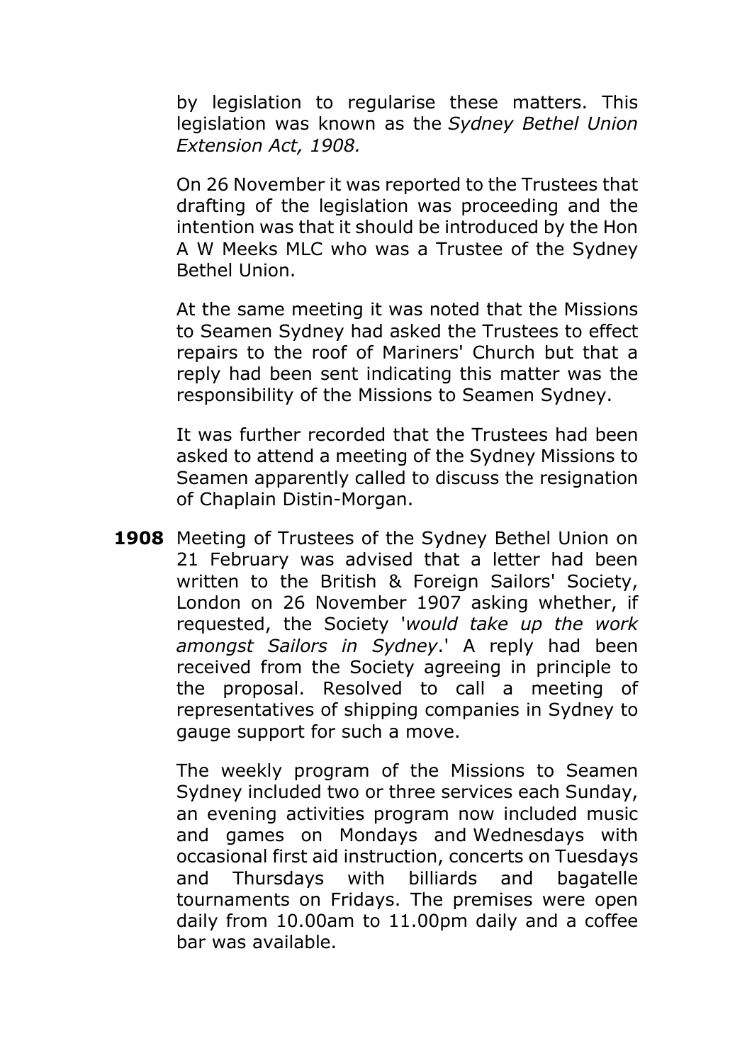by legislation to regularise these matters. This legislation was known as the *Sydney Bethel Union Extension Act, 1908.*

On 26 November it was reported to the Trustees that drafting of the legislation was proceeding and the intention was that it should be introduced by the Hon A W Meeks MLC who was a Trustee of the Sydney Bethel Union.

At the same meeting it was noted that the Missions to Seamen Sydney had asked the Trustees to effect repairs to the roof of Mariners' Church but that a reply had been sent indicating this matter was the responsibility of the Missions to Seamen Sydney.

It was further recorded that the Trustees had been asked to attend a meeting of the Sydney Missions to Seamen apparently called to discuss the resignation of Chaplain Distin-Morgan.

**1908** Meeting of Trustees of the Sydney Bethel Union on 21 February was advised that a letter had been written to the British & Foreign Sailors' Society, London on 26 November 1907 asking whether, if requested, the Society '*would take up the work amongst Sailors in Sydney*.' A reply had been received from the Society agreeing in principle to the proposal. Resolved to call a meeting of representatives of shipping companies in Sydney to gauge support for such a move.

The weekly program of the Missions to Seamen Sydney included two or three services each Sunday, an evening activities program now included music and games on Mondays and Wednesdays with occasional first aid instruction, concerts on Tuesdays and Thursdays with billiards and bagatelle tournaments on Fridays. The premises were open daily from 10.00am to 11.00pm daily and a coffee bar was available.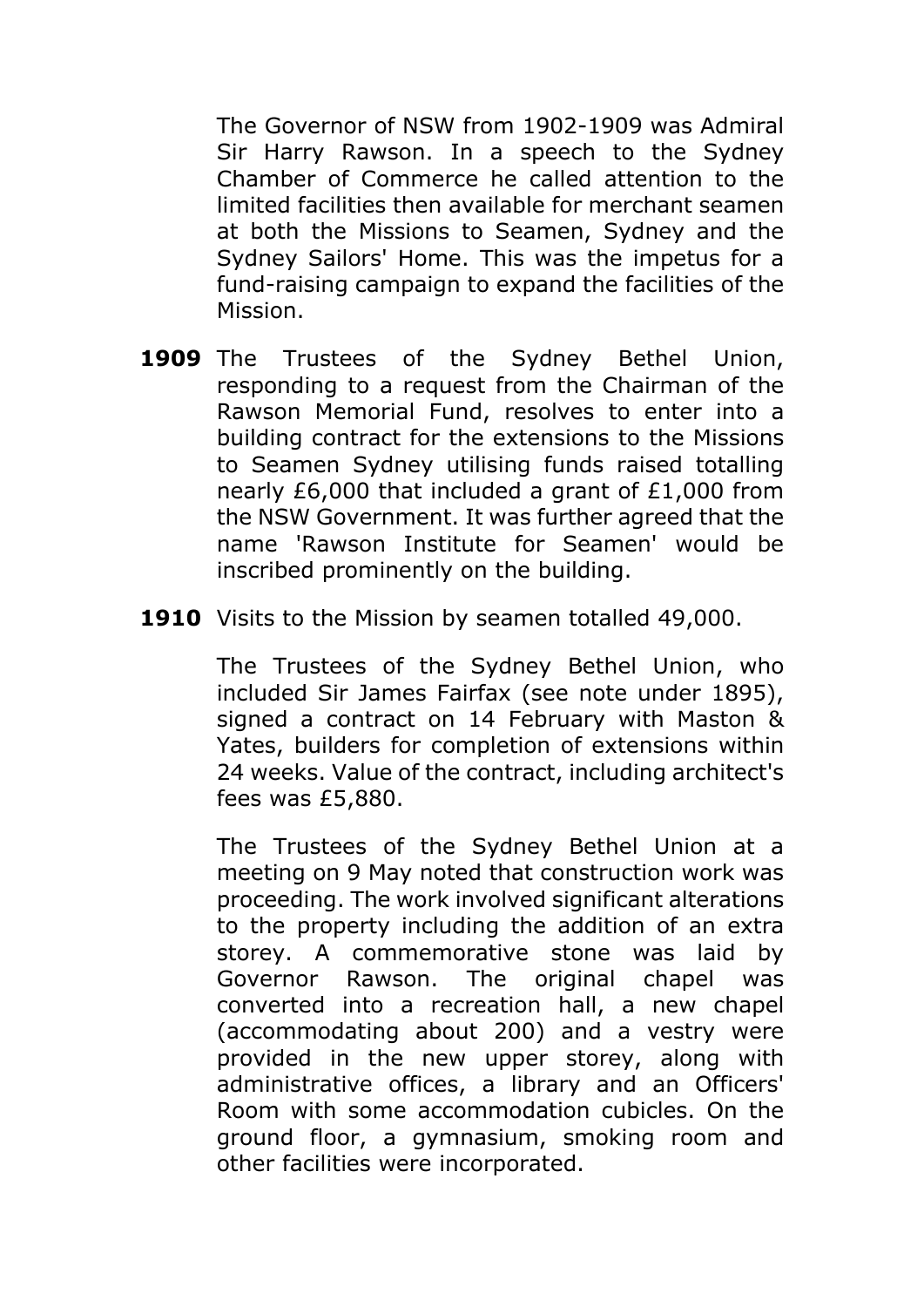The Governor of NSW from 1902-1909 was Admiral Sir Harry Rawson. In a speech to the Sydney Chamber of Commerce he called attention to the limited facilities then available for merchant seamen at both the Missions to Seamen, Sydney and the Sydney Sailors' Home. This was the impetus for a fund-raising campaign to expand the facilities of the Mission.

**1909** The Trustees of the Sydney Bethel Union, responding to a request from the Chairman of the Rawson Memorial Fund, resolves to enter into a building contract for the extensions to the Missions to Seamen Sydney utilising funds raised totalling nearly £6,000 that included a grant of £1,000 from the NSW Government. It was further agreed that the name 'Rawson Institute for Seamen' would be inscribed prominently on the building.

**1910** Visits to the Mission by seamen totalled 49,000.

The Trustees of the Sydney Bethel Union, who included Sir James Fairfax (see note under 1895), signed a contract on 14 February with Maston & Yates, builders for completion of extensions within 24 weeks. Value of the contract, including architect's fees was £5,880.

The Trustees of the Sydney Bethel Union at a meeting on 9 May noted that construction work was proceeding. The work involved significant alterations to the property including the addition of an extra storey. A commemorative stone was laid by Governor Rawson. The original chapel was converted into a recreation hall, a new chapel (accommodating about 200) and a vestry were provided in the new upper storey, along with administrative offices, a library and an Officers' Room with some accommodation cubicles. On the ground floor, a gymnasium, smoking room and other facilities were incorporated.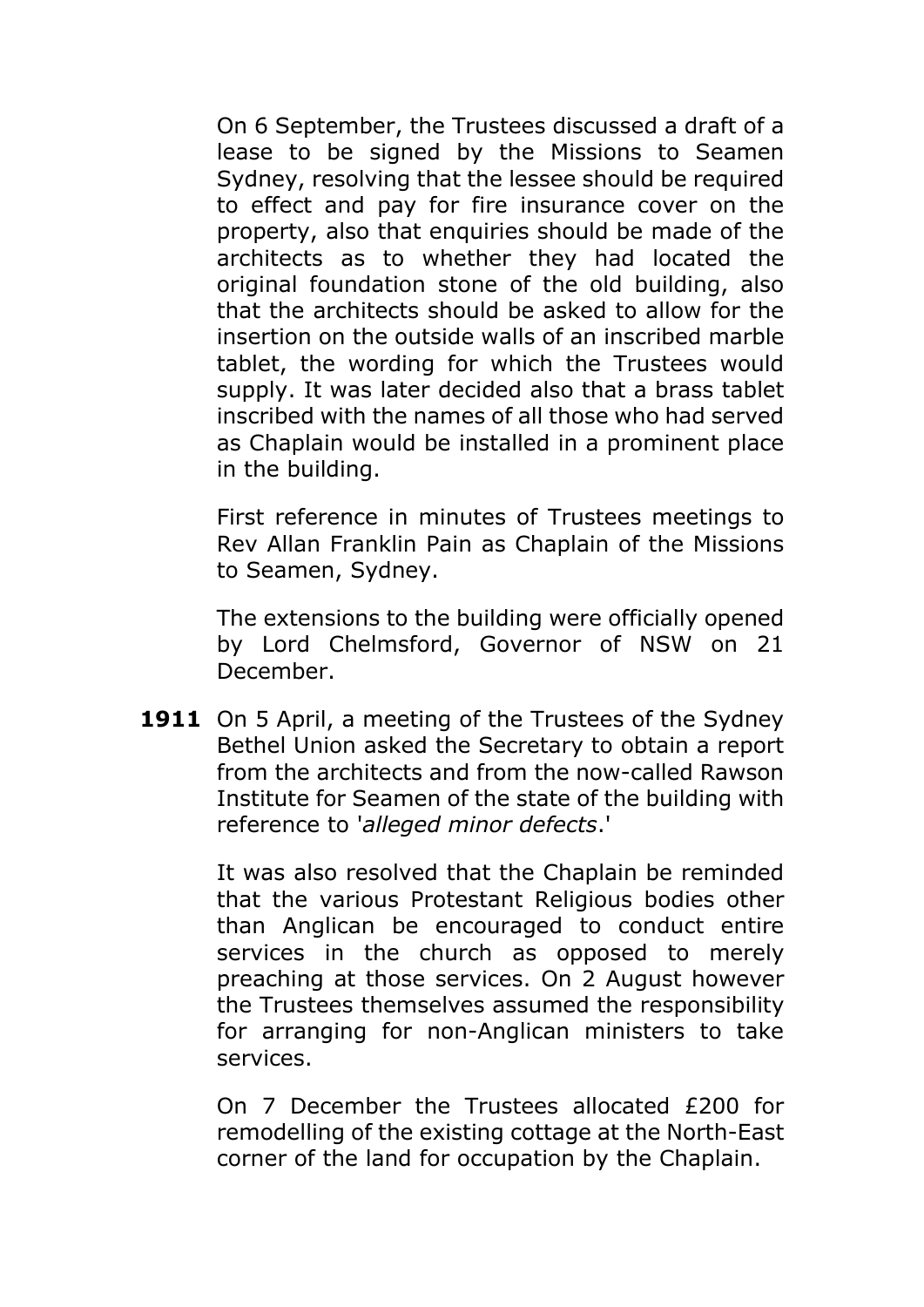On 6 September, the Trustees discussed a draft of a lease to be signed by the Missions to Seamen Sydney, resolving that the lessee should be required to effect and pay for fire insurance cover on the property, also that enquiries should be made of the architects as to whether they had located the original foundation stone of the old building, also that the architects should be asked to allow for the insertion on the outside walls of an inscribed marble tablet, the wording for which the Trustees would supply. It was later decided also that a brass tablet inscribed with the names of all those who had served as Chaplain would be installed in a prominent place in the building.

First reference in minutes of Trustees meetings to Rev Allan Franklin Pain as Chaplain of the Missions to Seamen, Sydney.

The extensions to the building were officially opened by Lord Chelmsford, Governor of NSW on 21 December.

**1911** On 5 April, a meeting of the Trustees of the Sydney Bethel Union asked the Secretary to obtain a report from the architects and from the now-called Rawson Institute for Seamen of the state of the building with reference to '*alleged minor defects*.'

It was also resolved that the Chaplain be reminded that the various Protestant Religious bodies other than Anglican be encouraged to conduct entire services in the church as opposed to merely preaching at those services. On 2 August however the Trustees themselves assumed the responsibility for arranging for non-Anglican ministers to take services.

On 7 December the Trustees allocated £200 for remodelling of the existing cottage at the North-East corner of the land for occupation by the Chaplain.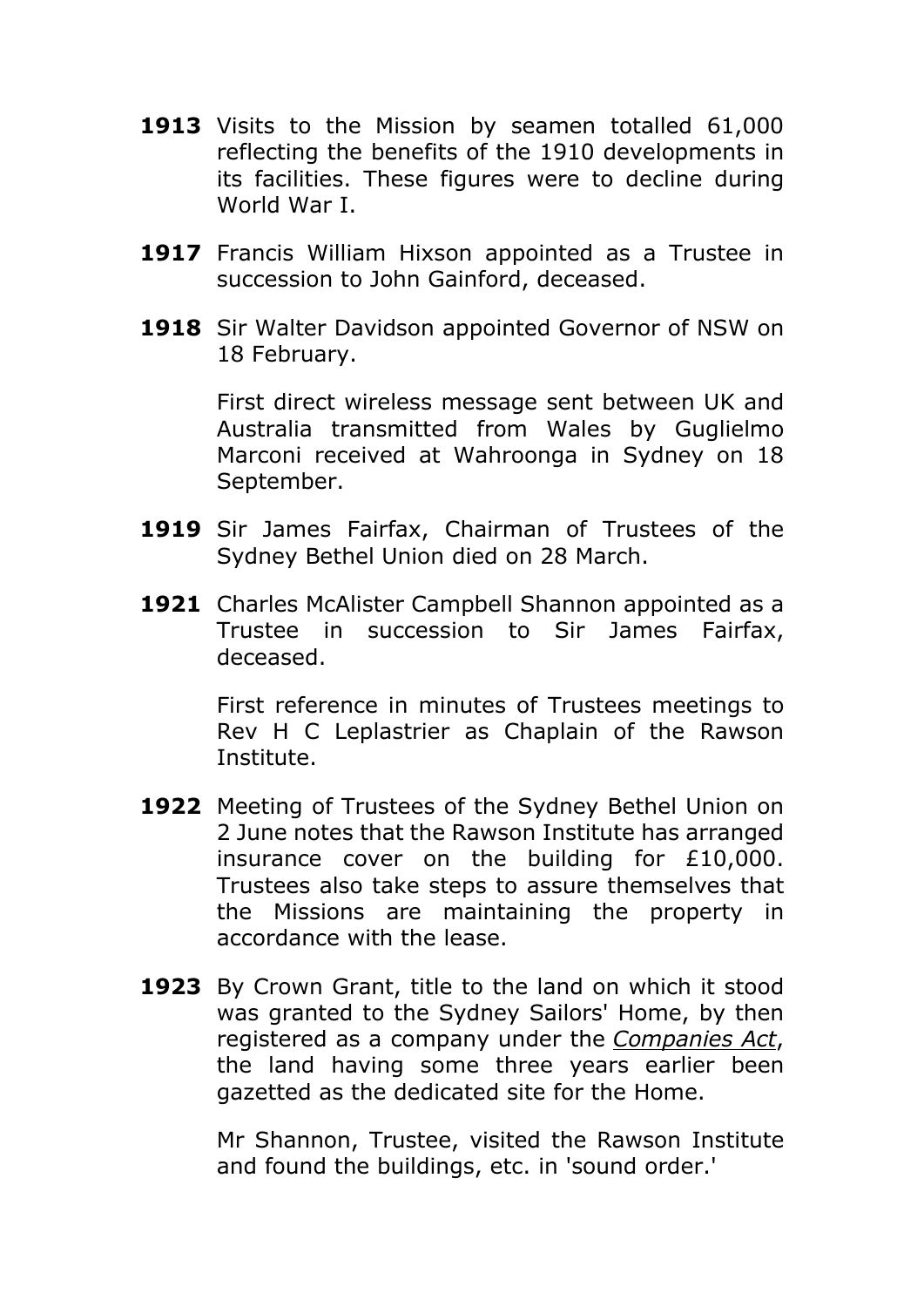**1913** Visits to the Mission by seamen totalled 61,000 reflecting the benefits of the 1910 developments in its facilities. These figures were to decline during World War I.

**1917** Francis William Hixson appointed as a Trustee in succession to John Gainford, deceased.

**1918** Sir Walter Davidson appointed Governor of NSW on 18 February.

First direct wireless message sent between UK and Australia transmitted from Wales by Guglielmo Marconi received at Wahroonga in Sydney on 18 September.

**1919** Sir James Fairfax, Chairman of Trustees of the Sydney Bethel Union died on 28 March.

**1921** Charles McAlister Campbell Shannon appointed as a Trustee in succession to Sir James Fairfax, deceased.

First reference in minutes of Trustees meetings to Rev H C Leplastrier as Chaplain of the Rawson Institute.

**1922** Meeting of Trustees of the Sydney Bethel Union on 2 June notes that the Rawson Institute has arranged insurance cover on the building for £10,000. Trustees also take steps to assure themselves that the Missions are maintaining the property in accordance with the lease.

**1923** By Crown Grant, title to the land on which it stood was granted to the Sydney Sailors' Home, by then registered as a company under the *Companies Act*, the land having some three years earlier been gazetted as the dedicated site for the Home.

Mr Shannon, Trustee, visited the Rawson Institute and found the buildings, etc. in 'sound order.'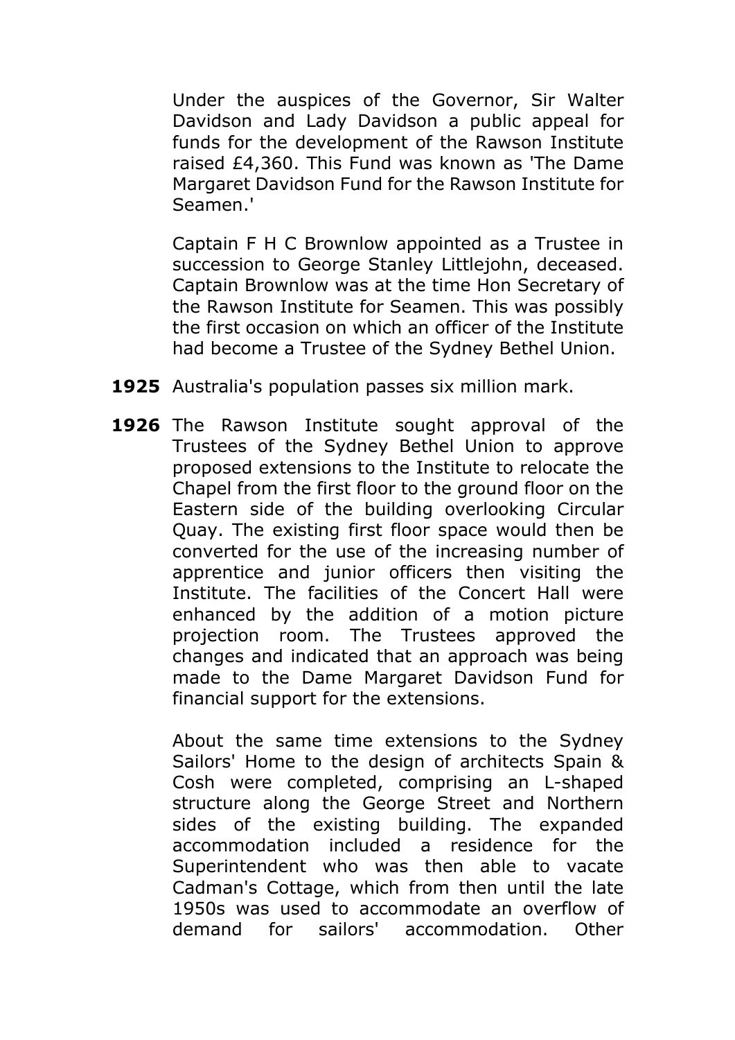Under the auspices of the Governor, Sir Walter Davidson and Lady Davidson a public appeal for funds for the development of the Rawson Institute raised £4,360. This Fund was known as 'The Dame Margaret Davidson Fund for the Rawson Institute for Seamen.'

Captain F H C Brownlow appointed as a Trustee in succession to George Stanley Littlejohn, deceased. Captain Brownlow was at the time Hon Secretary of the Rawson Institute for Seamen. This was possibly the first occasion on which an officer of the Institute had become a Trustee of the Sydney Bethel Union.

**1925** Australia's population passes six million mark.

**1926** The Rawson Institute sought approval of the Trustees of the Sydney Bethel Union to approve proposed extensions to the Institute to relocate the Chapel from the first floor to the ground floor on the Eastern side of the building overlooking Circular Quay. The existing first floor space would then be converted for the use of the increasing number of apprentice and junior officers then visiting the Institute. The facilities of the Concert Hall were enhanced by the addition of a motion picture projection room. The Trustees approved the changes and indicated that an approach was being made to the Dame Margaret Davidson Fund for financial support for the extensions.

About the same time extensions to the Sydney Sailors' Home to the design of architects Spain & Cosh were completed, comprising an L-shaped structure along the George Street and Northern sides of the existing building. The expanded accommodation included a residence for the Superintendent who was then able to vacate Cadman's Cottage, which from then until the late 1950s was used to accommodate an overflow of demand for sailors' accommodation. Other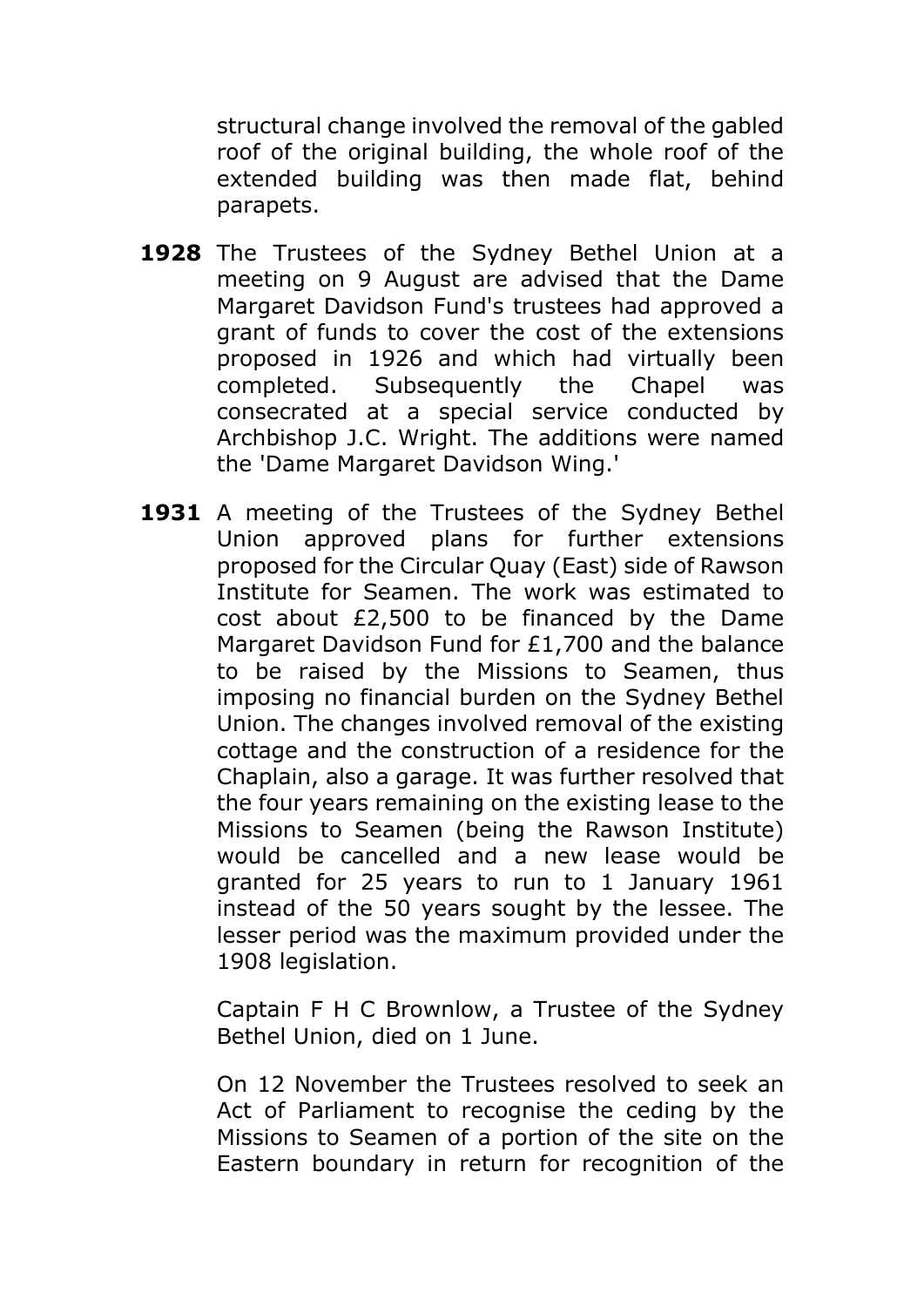structural change involved the removal of the gabled roof of the original building, the whole roof of the extended building was then made flat, behind parapets.

**1928** The Trustees of the Sydney Bethel Union at a meeting on 9 August are advised that the Dame Margaret Davidson Fund's trustees had approved a grant of funds to cover the cost of the extensions proposed in 1926 and which had virtually been completed. Subsequently the Chapel was consecrated at a special service conducted by Archbishop J.C. Wright. The additions were named the 'Dame Margaret Davidson Wing.'

**1931** A meeting of the Trustees of the Sydney Bethel Union approved plans for further extensions proposed for the Circular Quay (East) side of Rawson Institute for Seamen. The work was estimated to cost about £2,500 to be financed by the Dame Margaret Davidson Fund for £1,700 and the balance to be raised by the Missions to Seamen, thus imposing no financial burden on the Sydney Bethel Union. The changes involved removal of the existing cottage and the construction of a residence for the Chaplain, also a garage. It was further resolved that the four years remaining on the existing lease to the Missions to Seamen (being the Rawson Institute) would be cancelled and a new lease would be granted for 25 years to run to 1 January 1961 instead of the 50 years sought by the lessee. The lesser period was the maximum provided under the 1908 legislation.

Captain F H C Brownlow, a Trustee of the Sydney Bethel Union, died on 1 June.

On 12 November the Trustees resolved to seek an Act of Parliament to recognise the ceding by the Missions to Seamen of a portion of the site on the Eastern boundary in return for recognition of the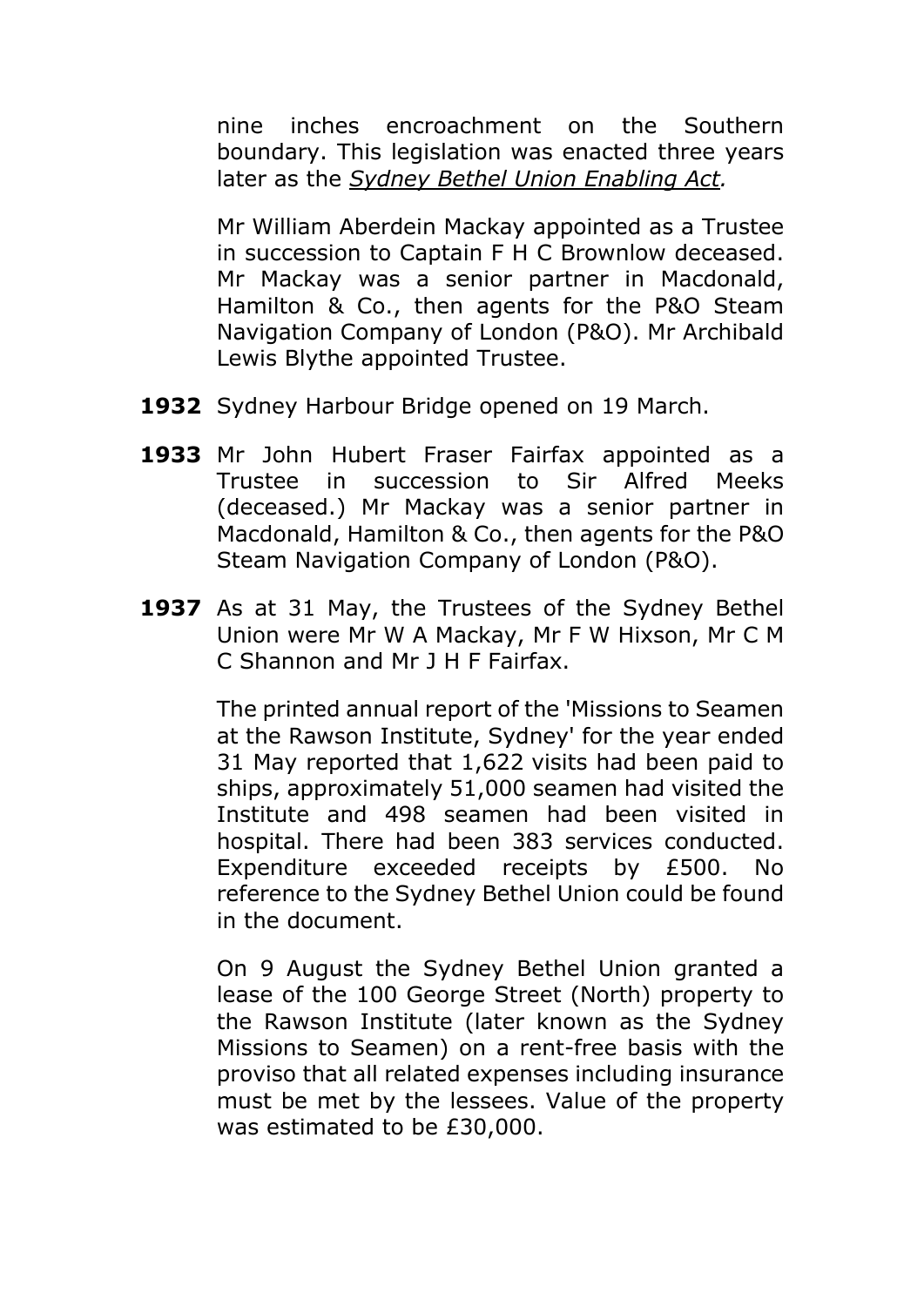nine inches encroachment on the Southern boundary. This legislation was enacted three years later as the *Sydney Bethel Union Enabling Act.*

Mr William Aberdein Mackay appointed as a Trustee in succession to Captain F H C Brownlow deceased. Mr Mackay was a senior partner in Macdonald, Hamilton & Co., then agents for the P&O Steam Navigation Company of London (P&O). Mr Archibald Lewis Blythe appointed Trustee.

**1932** Sydney Harbour Bridge opened on 19 March.

**1933** Mr John Hubert Fraser Fairfax appointed as a Trustee in succession to Sir Alfred Meeks (deceased.) Mr Mackay was a senior partner in Macdonald, Hamilton & Co., then agents for the P&O Steam Navigation Company of London (P&O).

**1937** As at 31 May, the Trustees of the Sydney Bethel Union were Mr W A Mackay, Mr F W Hixson, Mr C M C Shannon and Mr J H F Fairfax.

The printed annual report of the 'Missions to Seamen at the Rawson Institute, Sydney' for the year ended 31 May reported that 1,622 visits had been paid to ships, approximately 51,000 seamen had visited the Institute and 498 seamen had been visited in hospital. There had been 383 services conducted. Expenditure exceeded receipts by £500. No reference to the Sydney Bethel Union could be found in the document.

On 9 August the Sydney Bethel Union granted a lease of the 100 George Street (North) property to the Rawson Institute (later known as the Sydney Missions to Seamen) on a rent-free basis with the proviso that all related expenses including insurance must be met by the lessees. Value of the property was estimated to be £30,000.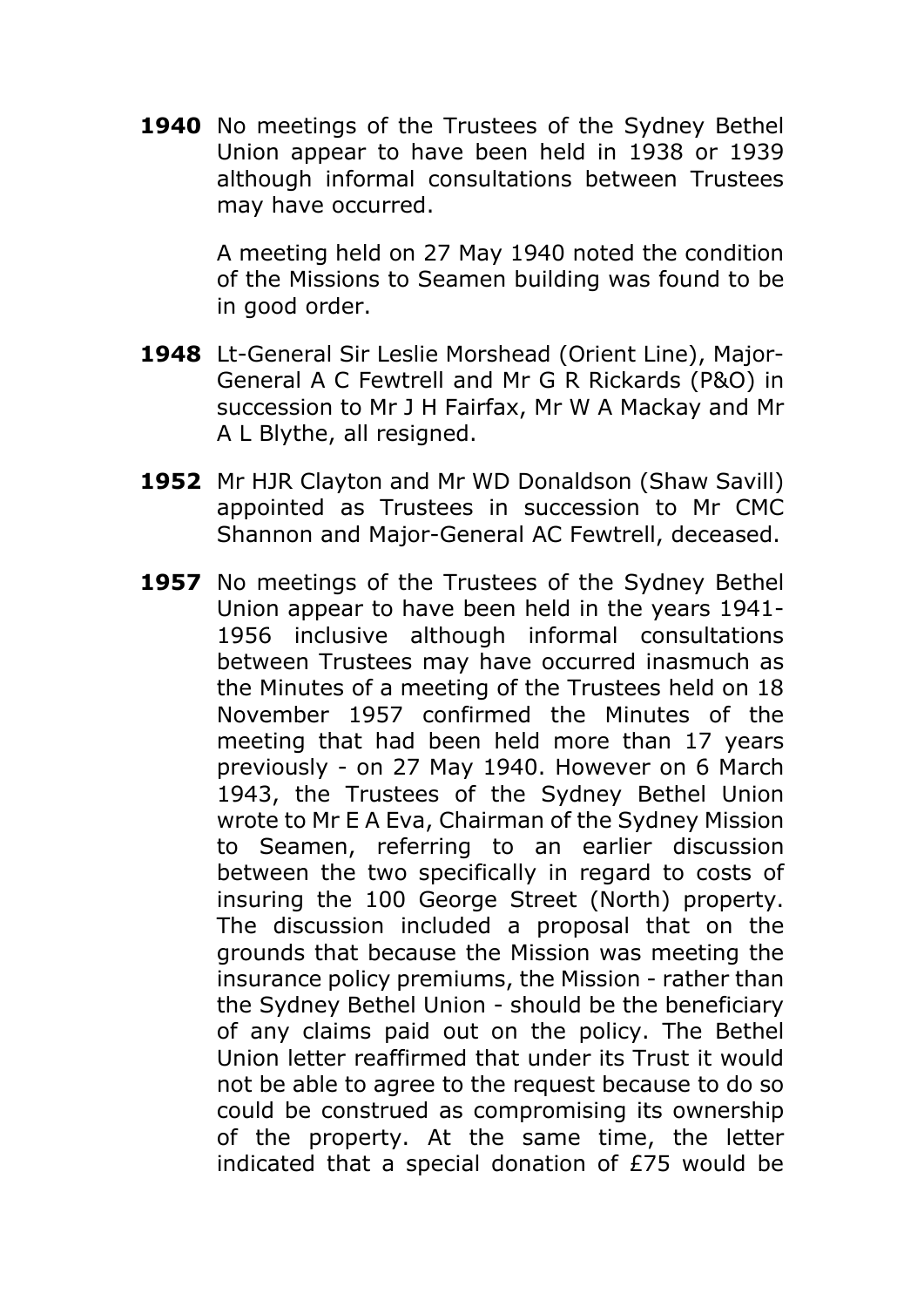**1940** No meetings of the Trustees of the Sydney Bethel Union appear to have been held in 1938 or 1939 although informal consultations between Trustees may have occurred.

A meeting held on 27 May 1940 noted the condition of the Missions to Seamen building was found to be in good order.

**1948** Lt-General Sir Leslie Morshead (Orient Line), Major-General A C Fewtrell and Mr G R Rickards (P&O) in succession to Mr J H Fairfax, Mr W A Mackay and Mr A L Blythe, all resigned.

**1952** Mr HJR Clayton and Mr WD Donaldson (Shaw Savill) appointed as Trustees in succession to Mr CMC Shannon and Major-General AC Fewtrell, deceased.

**1957** No meetings of the Trustees of the Sydney Bethel Union appear to have been held in the years 1941-1956 inclusive although informal consultations between Trustees may have occurred inasmuch as the Minutes of a meeting of the Trustees held on 18 November 1957 confirmed the Minutes of the meeting that had been held more than 17 years previously - on 27 May 1940. However on 6 March 1943, the Trustees of the Sydney Bethel Union wrote to Mr E A Eva, Chairman of the Sydney Mission to Seamen, referring to an earlier discussion between the two specifically in regard to costs of insuring the 100 George Street (North) property. The discussion included a proposal that on the grounds that because the Mission was meeting the insurance policy premiums, the Mission - rather than the Sydney Bethel Union - should be the beneficiary of any claims paid out on the policy. The Bethel Union letter reaffirmed that under its Trust it would not be able to agree to the request because to do so could be construed as compromising its ownership of the property. At the same time, the letter indicated that a special donation of £75 would be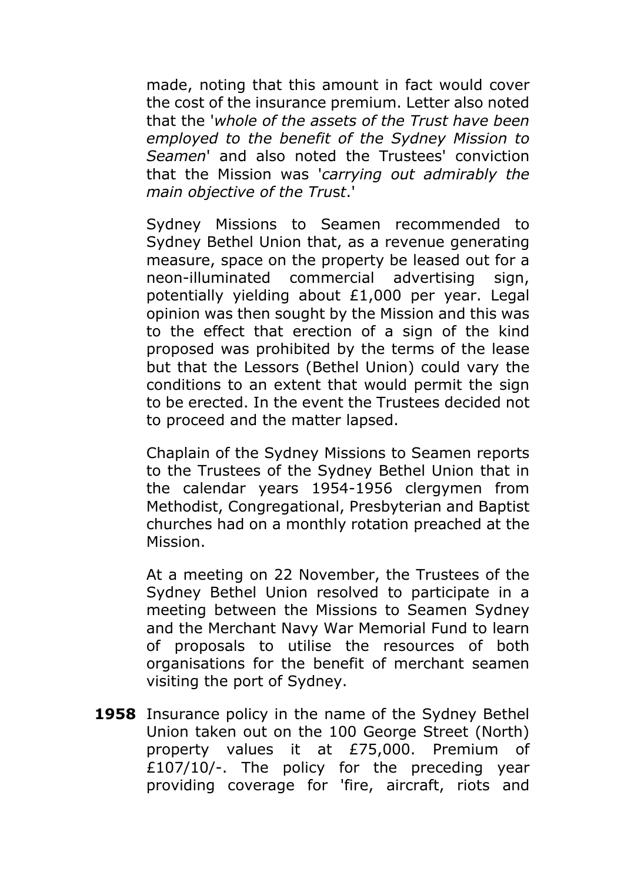made, noting that this amount in fact would cover the cost of the insurance premium. Letter also noted that the '*whole of the assets of the Trust have been employed to the benefit of the Sydney Mission to Seamen*' and also noted the Trustees' conviction that the Mission was '*carrying out admirably the main objective of the Trust*.'

Sydney Missions to Seamen recommended to Sydney Bethel Union that, as a revenue generating measure, space on the property be leased out for a neon-illuminated commercial advertising sign, potentially yielding about £1,000 per year. Legal opinion was then sought by the Mission and this was to the effect that erection of a sign of the kind proposed was prohibited by the terms of the lease but that the Lessors (Bethel Union) could vary the conditions to an extent that would permit the sign to be erected. In the event the Trustees decided not to proceed and the matter lapsed.

Chaplain of the Sydney Missions to Seamen reports to the Trustees of the Sydney Bethel Union that in the calendar years 1954-1956 clergymen from Methodist, Congregational, Presbyterian and Baptist churches had on a monthly rotation preached at the Mission.

At a meeting on 22 November, the Trustees of the Sydney Bethel Union resolved to participate in a meeting between the Missions to Seamen Sydney and the Merchant Navy War Memorial Fund to learn of proposals to utilise the resources of both organisations for the benefit of merchant seamen visiting the port of Sydney.

**1958** Insurance policy in the name of the Sydney Bethel Union taken out on the 100 George Street (North) property values it at £75,000. Premium of £107/10/-. The policy for the preceding year providing coverage for 'fire, aircraft, riots and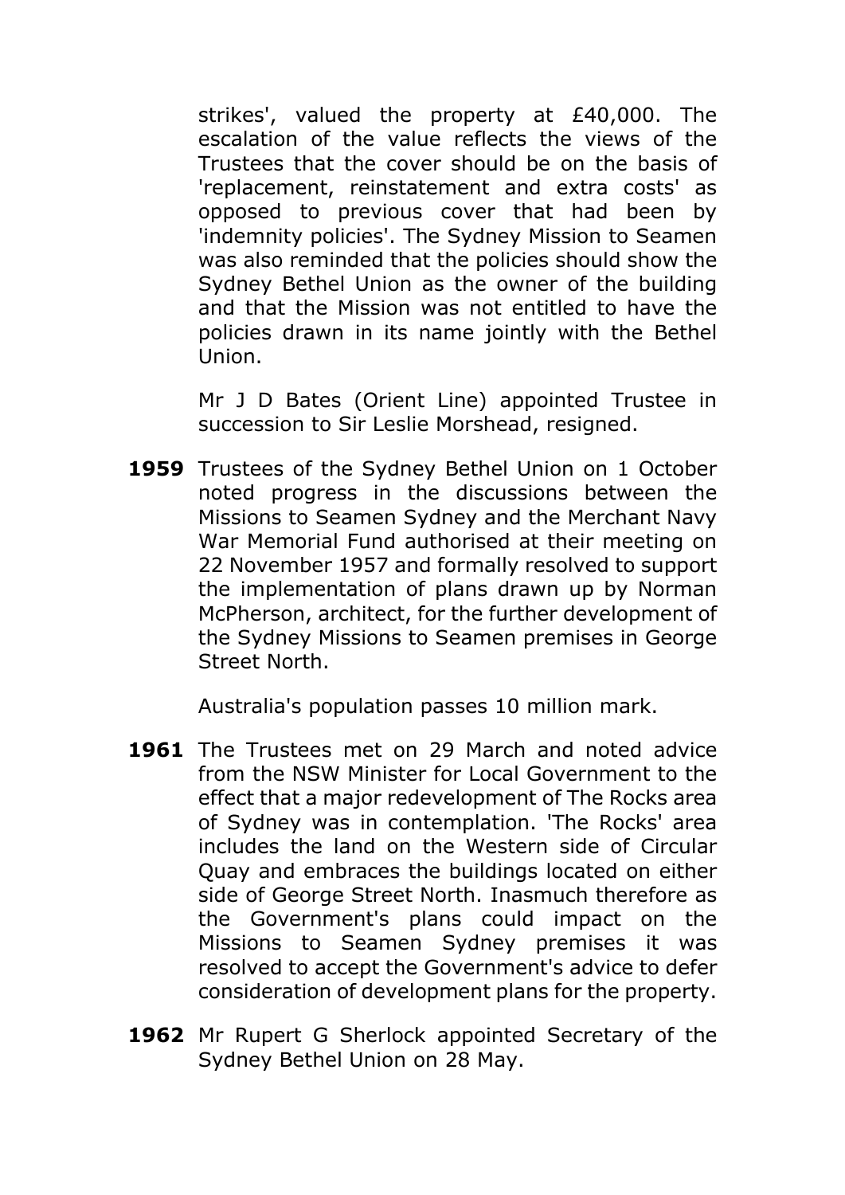strikes', valued the property at £40,000. The escalation of the value reflects the views of the Trustees that the cover should be on the basis of 'replacement, reinstatement and extra costs' as opposed to previous cover that had been by 'indemnity policies'. The Sydney Mission to Seamen was also reminded that the policies should show the Sydney Bethel Union as the owner of the building and that the Mission was not entitled to have the policies drawn in its name jointly with the Bethel Union.

Mr J D Bates (Orient Line) appointed Trustee in succession to Sir Leslie Morshead, resigned.

**1959** Trustees of the Sydney Bethel Union on 1 October noted progress in the discussions between the Missions to Seamen Sydney and the Merchant Navy War Memorial Fund authorised at their meeting on 22 November 1957 and formally resolved to support the implementation of plans drawn up by Norman McPherson, architect, for the further development of the Sydney Missions to Seamen premises in George Street North.

Australia's population passes 10 million mark.

**1961** The Trustees met on 29 March and noted advice from the NSW Minister for Local Government to the effect that a major redevelopment of The Rocks area of Sydney was in contemplation. 'The Rocks' area includes the land on the Western side of Circular Quay and embraces the buildings located on either side of George Street North. Inasmuch therefore as the Government's plans could impact on the Missions to Seamen Sydney premises it was resolved to accept the Government's advice to defer consideration of development plans for the property.

**1962** Mr Rupert G Sherlock appointed Secretary of the Sydney Bethel Union on 28 May.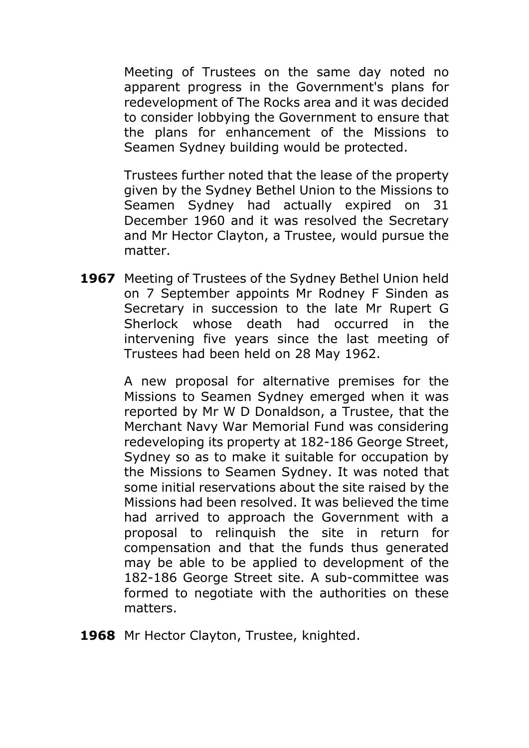Meeting of Trustees on the same day noted no apparent progress in the Government's plans for redevelopment of The Rocks area and it was decided to consider lobbying the Government to ensure that the plans for enhancement of the Missions to Seamen Sydney building would be protected.

Trustees further noted that the lease of the property given by the Sydney Bethel Union to the Missions to Seamen Sydney had actually expired on 31 December 1960 and it was resolved the Secretary and Mr Hector Clayton, a Trustee, would pursue the matter.

**1967** Meeting of Trustees of the Sydney Bethel Union held on 7 September appoints Mr Rodney F Sinden as Secretary in succession to the late Mr Rupert G Sherlock whose death had occurred in the intervening five years since the last meeting of Trustees had been held on 28 May 1962.

A new proposal for alternative premises for the Missions to Seamen Sydney emerged when it was reported by Mr W D Donaldson, a Trustee, that the Merchant Navy War Memorial Fund was considering redeveloping its property at 182-186 George Street, Sydney so as to make it suitable for occupation by the Missions to Seamen Sydney. It was noted that some initial reservations about the site raised by the Missions had been resolved. It was believed the time had arrived to approach the Government with a proposal to relinquish the site in return for compensation and that the funds thus generated may be able to be applied to development of the 182-186 George Street site. A sub-committee was formed to negotiate with the authorities on these matters.

**1968** Mr Hector Clayton, Trustee, knighted.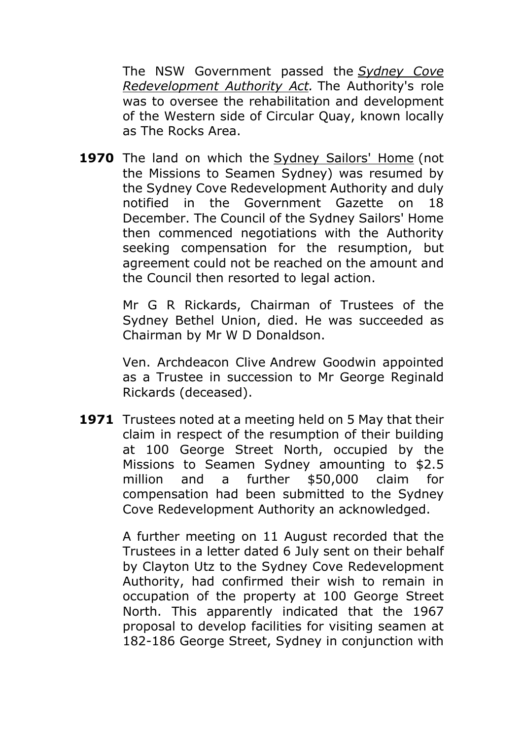The NSW Government passed the *Sydney Cove Redevelopment Authority Act.* The Authority's role was to oversee the rehabilitation and development of the Western side of Circular Quay, known locally as The Rocks Area.

**1970** The land on which the Sydney Sailors' Home (not the Missions to Seamen Sydney) was resumed by the Sydney Cove Redevelopment Authority and duly notified in the Government Gazette on 18 December. The Council of the Sydney Sailors' Home then commenced negotiations with the Authority seeking compensation for the resumption, but agreement could not be reached on the amount and the Council then resorted to legal action.

Mr G R Rickards, Chairman of Trustees of the Sydney Bethel Union, died. He was succeeded as Chairman by Mr W D Donaldson.

Ven. Archdeacon Clive Andrew Goodwin appointed as a Trustee in succession to Mr George Reginald Rickards (deceased).

**1971** Trustees noted at a meeting held on 5 May that their claim in respect of the resumption of their building at 100 George Street North, occupied by the Missions to Seamen Sydney amounting to $2.5 million and a further $50,000 claim for compensation had been submitted to the Sydney Cove Redevelopment Authority an acknowledged.

A further meeting on 11 August recorded that the Trustees in a letter dated 6 July sent on their behalf by Clayton Utz to the Sydney Cove Redevelopment Authority, had confirmed their wish to remain in occupation of the property at 100 George Street North. This apparently indicated that the 1967 proposal to develop facilities for visiting seamen at 182-186 George Street, Sydney in conjunction with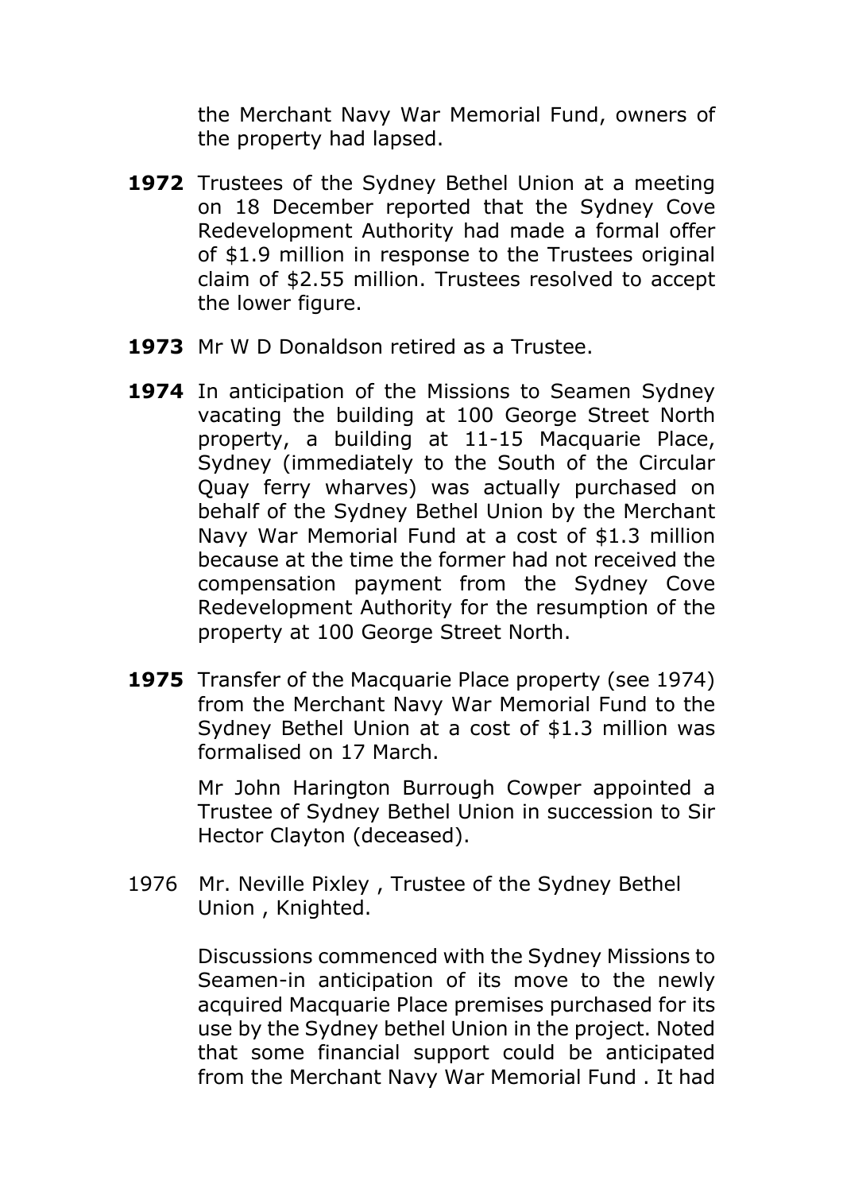the Merchant Navy War Memorial Fund, owners of the property had lapsed.

**1972** Trustees of the Sydney Bethel Union at a meeting on 18 December reported that the Sydney Cove Redevelopment Authority had made a formal offer of $1.9 million in response to the Trustees original claim of $2.55 million. Trustees resolved to accept the lower figure.

**1973** Mr W D Donaldson retired as a Trustee.

**1974** In anticipation of the Missions to Seamen Sydney vacating the building at 100 George Street North property, a building at 11-15 Macquarie Place, Sydney (immediately to the South of the Circular Quay ferry wharves) was actually purchased on behalf of the Sydney Bethel Union by the Merchant Navy War Memorial Fund at a cost of $1.3 million because at the time the former had not received the compensation payment from the Sydney Cove Redevelopment Authority for the resumption of the property at 100 George Street North.

**1975** Transfer of the Macquarie Place property (see 1974) from the Merchant Navy War Memorial Fund to the Sydney Bethel Union at a cost of $1.3 million was formalised on 17 March.

Mr John Harington Burrough Cowper appointed a Trustee of Sydney Bethel Union in succession to Sir Hector Clayton (deceased).

1976 Mr. Neville Pixley , Trustee of the Sydney Bethel Union , Knighted.

Discussions commenced with the Sydney Missions to Seamen-in anticipation of its move to the newly acquired Macquarie Place premises purchased for its use by the Sydney bethel Union in the project. Noted that some financial support could be anticipated from the Merchant Navy War Memorial Fund . It had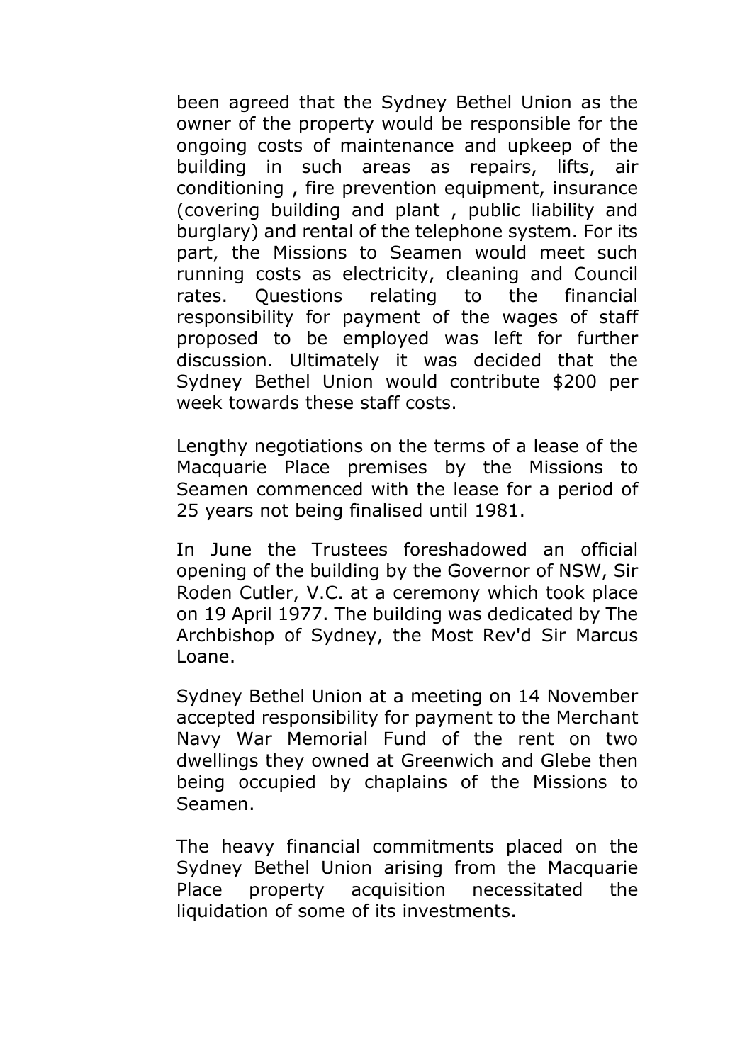been agreed that the Sydney Bethel Union as the owner of the property would be responsible for the ongoing costs of maintenance and upkeep of the building in such areas as repairs, lifts, air conditioning , fire prevention equipment, insurance (covering building and plant , public liability and burglary) and rental of the telephone system. For its part, the Missions to Seamen would meet such running costs as electricity, cleaning and Council rates. Questions relating to the financial responsibility for payment of the wages of staff proposed to be employed was left for further discussion. Ultimately it was decided that the Sydney Bethel Union would contribute $200 per week towards these staff costs.

Lengthy negotiations on the terms of a lease of the Macquarie Place premises by the Missions to Seamen commenced with the lease for a period of 25 years not being finalised until 1981.

In June the Trustees foreshadowed an official opening of the building by the Governor of NSW, Sir Roden Cutler, V.C. at a ceremony which took place on 19 April 1977. The building was dedicated by The Archbishop of Sydney, the Most Rev'd Sir Marcus Loane.

Sydney Bethel Union at a meeting on 14 November accepted responsibility for payment to the Merchant Navy War Memorial Fund of the rent on two dwellings they owned at Greenwich and Glebe then being occupied by chaplains of the Missions to Seamen.

The heavy financial commitments placed on the Sydney Bethel Union arising from the Macquarie Place property acquisition necessitated the liquidation of some of its investments.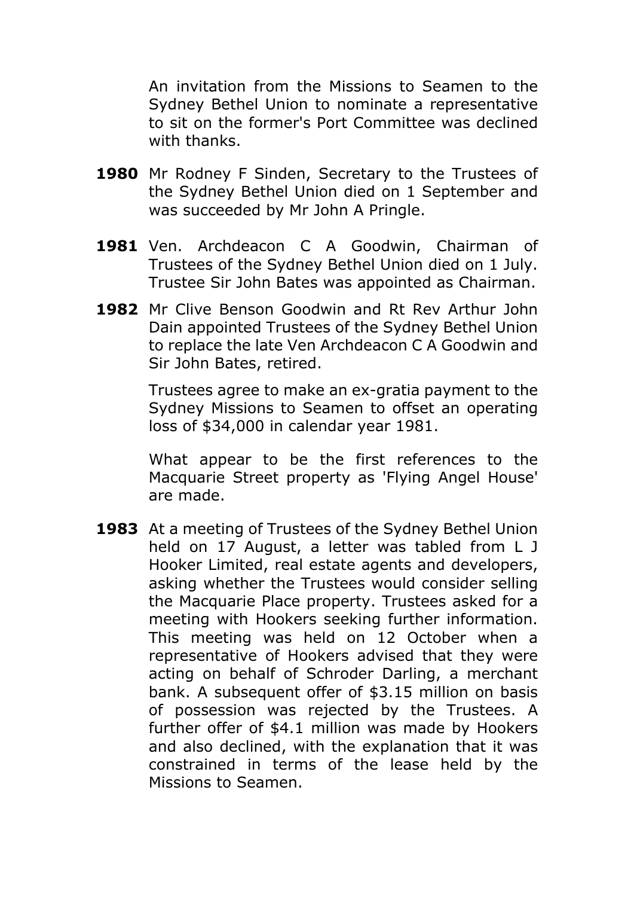An invitation from the Missions to Seamen to the Sydney Bethel Union to nominate a representative to sit on the former's Port Committee was declined with thanks.

**1980** Mr Rodney F Sinden, Secretary to the Trustees of the Sydney Bethel Union died on 1 September and was succeeded by Mr John A Pringle.

**1981** Ven. Archdeacon C A Goodwin, Chairman of Trustees of the Sydney Bethel Union died on 1 July. Trustee Sir John Bates was appointed as Chairman.

**1982** Mr Clive Benson Goodwin and Rt Rev Arthur John Dain appointed Trustees of the Sydney Bethel Union to replace the late Ven Archdeacon C A Goodwin and Sir John Bates, retired.

Trustees agree to make an ex-gratia payment to the Sydney Missions to Seamen to offset an operating loss of $34,000 in calendar year 1981.

What appear to be the first references to the Macquarie Street property as 'Flying Angel House' are made.

**1983** At a meeting of Trustees of the Sydney Bethel Union held on 17 August, a letter was tabled from L J Hooker Limited, real estate agents and developers, asking whether the Trustees would consider selling the Macquarie Place property. Trustees asked for a meeting with Hookers seeking further information. This meeting was held on 12 October when a representative of Hookers advised that they were acting on behalf of Schroder Darling, a merchant bank. A subsequent offer of $3.15 million on basis of possession was rejected by the Trustees. A further offer of $4.1 million was made by Hookers and also declined, with the explanation that it was constrained in terms of the lease held by the Missions to Seamen.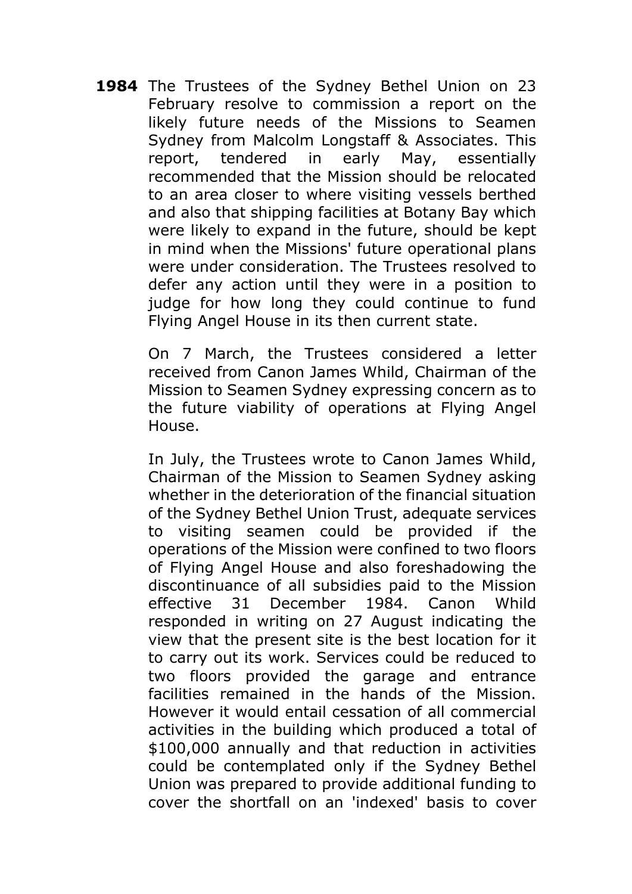**1984** The Trustees of the Sydney Bethel Union on 23 February resolve to commission a report on the likely future needs of the Missions to Seamen Sydney from Malcolm Longstaff & Associates. This report, tendered in early May, essentially recommended that the Mission should be relocated to an area closer to where visiting vessels berthed and also that shipping facilities at Botany Bay which were likely to expand in the future, should be kept in mind when the Missions' future operational plans were under consideration. The Trustees resolved to defer any action until they were in a position to judge for how long they could continue to fund Flying Angel House in its then current state.

On 7 March, the Trustees considered a letter received from Canon James Whild, Chairman of the Mission to Seamen Sydney expressing concern as to the future viability of operations at Flying Angel House.

In July, the Trustees wrote to Canon James Whild, Chairman of the Mission to Seamen Sydney asking whether in the deterioration of the financial situation of the Sydney Bethel Union Trust, adequate services to visiting seamen could be provided if the operations of the Mission were confined to two floors of Flying Angel House and also foreshadowing the discontinuance of all subsidies paid to the Mission effective 31 December 1984. Canon Whild responded in writing on 27 August indicating the view that the present site is the best location for it to carry out its work. Services could be reduced to two floors provided the garage and entrance facilities remained in the hands of the Mission. However it would entail cessation of all commercial activities in the building which produced a total of $100,000 annually and that reduction in activities could be contemplated only if the Sydney Bethel Union was prepared to provide additional funding to cover the shortfall on an 'indexed' basis to cover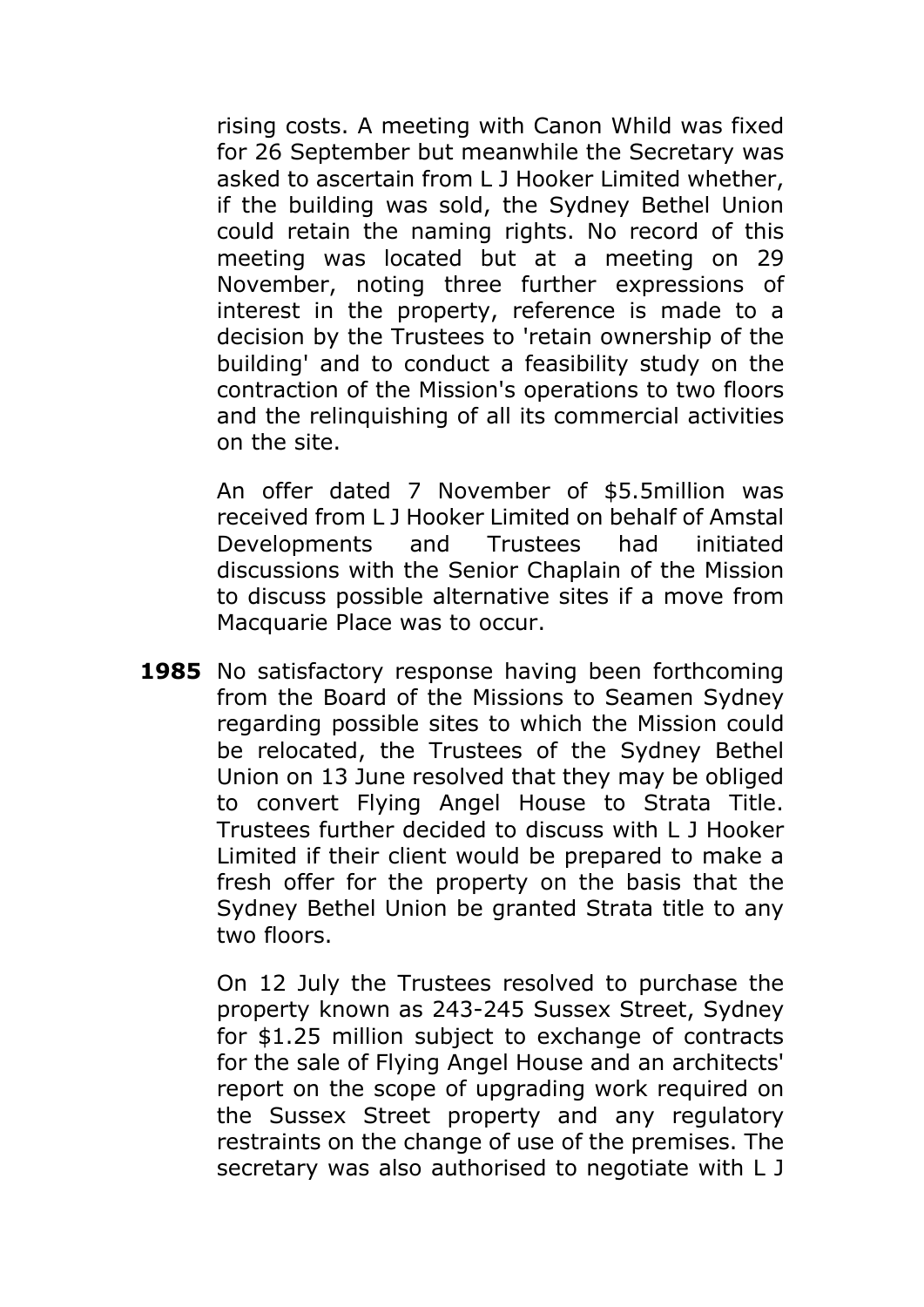rising costs. A meeting with Canon Whild was fixed for 26 September but meanwhile the Secretary was asked to ascertain from L J Hooker Limited whether, if the building was sold, the Sydney Bethel Union could retain the naming rights. No record of this meeting was located but at a meeting on 29 November, noting three further expressions of interest in the property, reference is made to a decision by the Trustees to 'retain ownership of the building' and to conduct a feasibility study on the contraction of the Mission's operations to two floors and the relinquishing of all its commercial activities on the site.

An offer dated 7 November of $5.5million was received from L J Hooker Limited on behalf of Amstal Developments and Trustees had initiated discussions with the Senior Chaplain of the Mission to discuss possible alternative sites if a move from Macquarie Place was to occur.

**1985** No satisfactory response having been forthcoming from the Board of the Missions to Seamen Sydney regarding possible sites to which the Mission could be relocated, the Trustees of the Sydney Bethel Union on 13 June resolved that they may be obliged to convert Flying Angel House to Strata Title. Trustees further decided to discuss with L J Hooker Limited if their client would be prepared to make a fresh offer for the property on the basis that the Sydney Bethel Union be granted Strata title to any two floors.

On 12 July the Trustees resolved to purchase the property known as 243-245 Sussex Street, Sydney for $1.25 million subject to exchange of contracts for the sale of Flying Angel House and an architects' report on the scope of upgrading work required on the Sussex Street property and any regulatory restraints on the change of use of the premises. The secretary was also authorised to negotiate with L J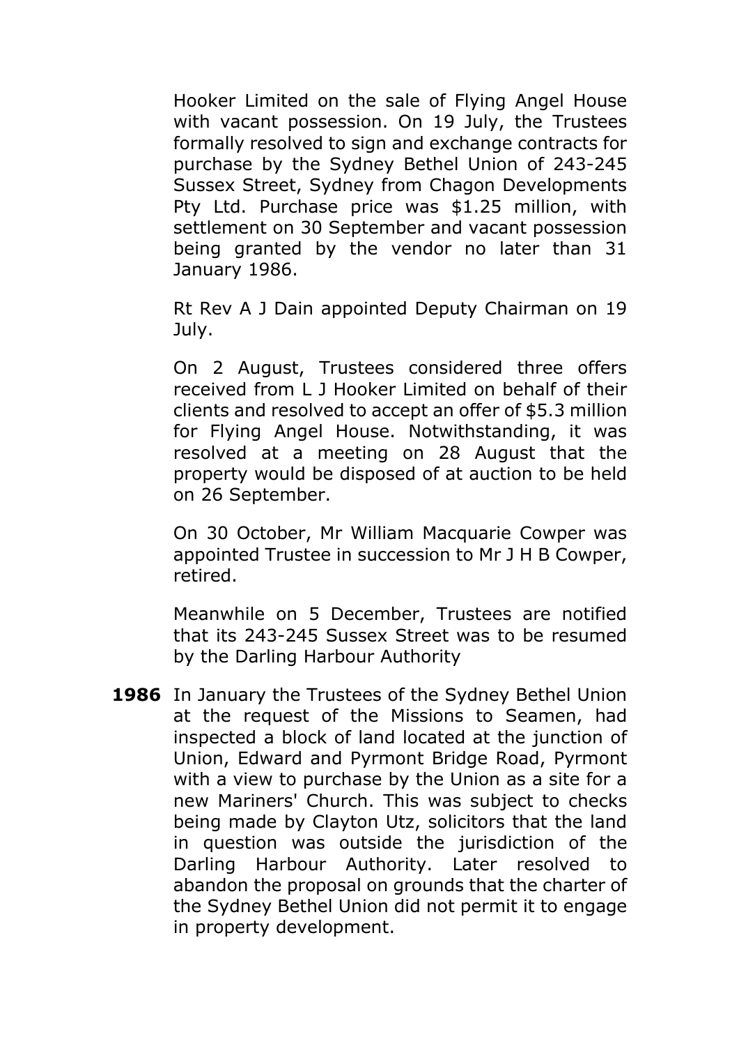Hooker Limited on the sale of Flying Angel House with vacant possession. On 19 July, the Trustees formally resolved to sign and exchange contracts for purchase by the Sydney Bethel Union of 243-245 Sussex Street, Sydney from Chagon Developments Pty Ltd. Purchase price was $1.25 million, with settlement on 30 September and vacant possession being granted by the vendor no later than 31 January 1986.

Rt Rev A J Dain appointed Deputy Chairman on 19 July.

On 2 August, Trustees considered three offers received from L J Hooker Limited on behalf of their clients and resolved to accept an offer of $5.3 million for Flying Angel House. Notwithstanding, it was resolved at a meeting on 28 August that the property would be disposed of at auction to be held on 26 September.

On 30 October, Mr William Macquarie Cowper was appointed Trustee in succession to Mr J H B Cowper, retired.

Meanwhile on 5 December, Trustees are notified that its 243-245 Sussex Street was to be resumed by the Darling Harbour Authority

**1986** In January the Trustees of the Sydney Bethel Union at the request of the Missions to Seamen, had inspected a block of land located at the junction of Union, Edward and Pyrmont Bridge Road, Pyrmont with a view to purchase by the Union as a site for a new Mariners' Church. This was subject to checks being made by Clayton Utz, solicitors that the land in question was outside the jurisdiction of the Darling Harbour Authority. Later resolved to abandon the proposal on grounds that the charter of the Sydney Bethel Union did not permit it to engage in property development.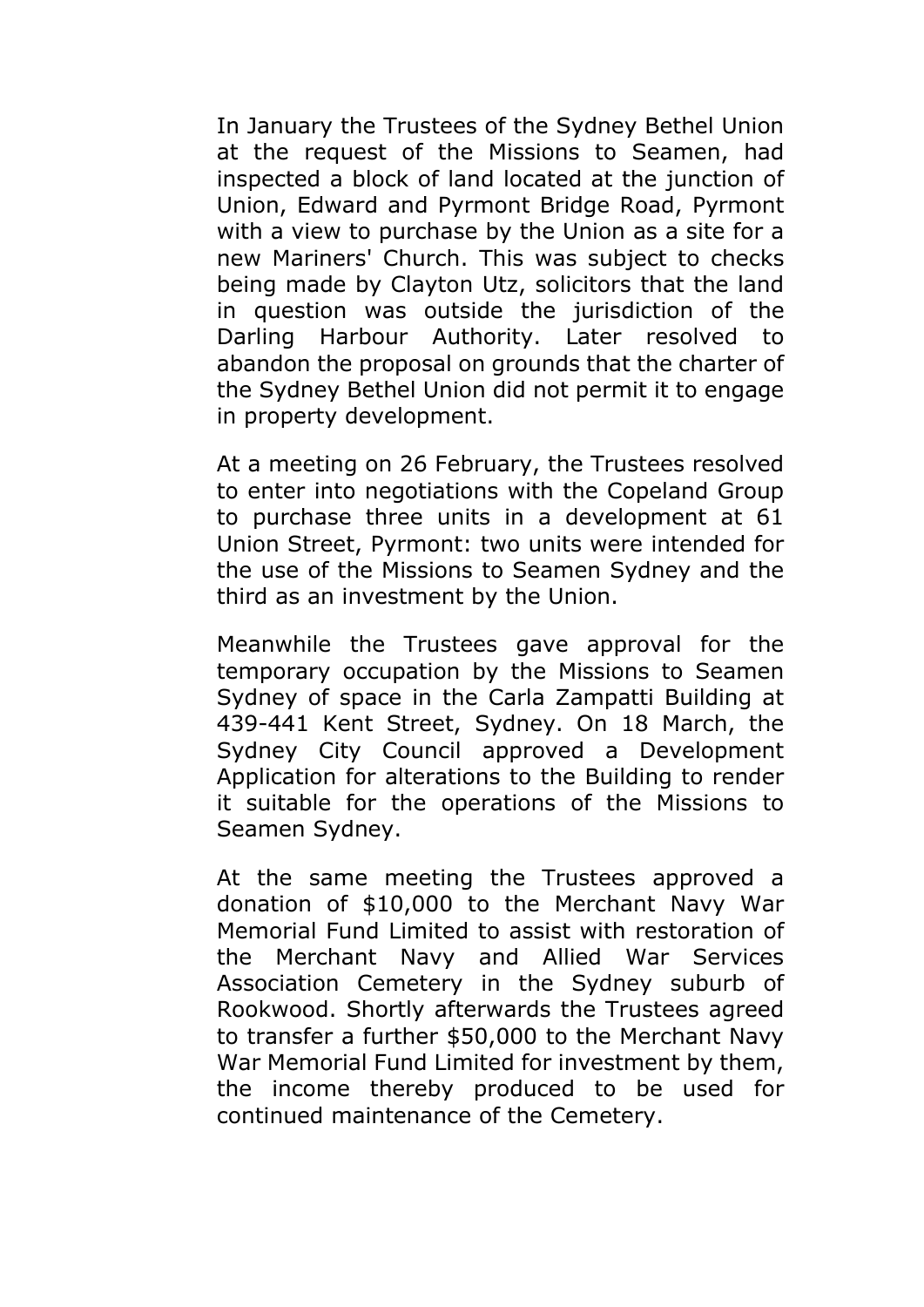In January the Trustees of the Sydney Bethel Union at the request of the Missions to Seamen, had inspected a block of land located at the junction of Union, Edward and Pyrmont Bridge Road, Pyrmont with a view to purchase by the Union as a site for a new Mariners' Church. This was subject to checks being made by Clayton Utz, solicitors that the land in question was outside the jurisdiction of the Darling Harbour Authority. Later resolved to abandon the proposal on grounds that the charter of the Sydney Bethel Union did not permit it to engage in property development.

At a meeting on 26 February, the Trustees resolved to enter into negotiations with the Copeland Group to purchase three units in a development at 61 Union Street, Pyrmont: two units were intended for the use of the Missions to Seamen Sydney and the third as an investment by the Union.

Meanwhile the Trustees gave approval for the temporary occupation by the Missions to Seamen Sydney of space in the Carla Zampatti Building at 439-441 Kent Street, Sydney. On 18 March, the Sydney City Council approved a Development Application for alterations to the Building to render it suitable for the operations of the Missions to Seamen Sydney.

At the same meeting the Trustees approved a donation of $10,000 to the Merchant Navy War Memorial Fund Limited to assist with restoration of the Merchant Navy and Allied War Services Association Cemetery in the Sydney suburb of Rookwood. Shortly afterwards the Trustees agreed to transfer a further $50,000 to the Merchant Navy War Memorial Fund Limited for investment by them, the income thereby produced to be used for continued maintenance of the Cemetery.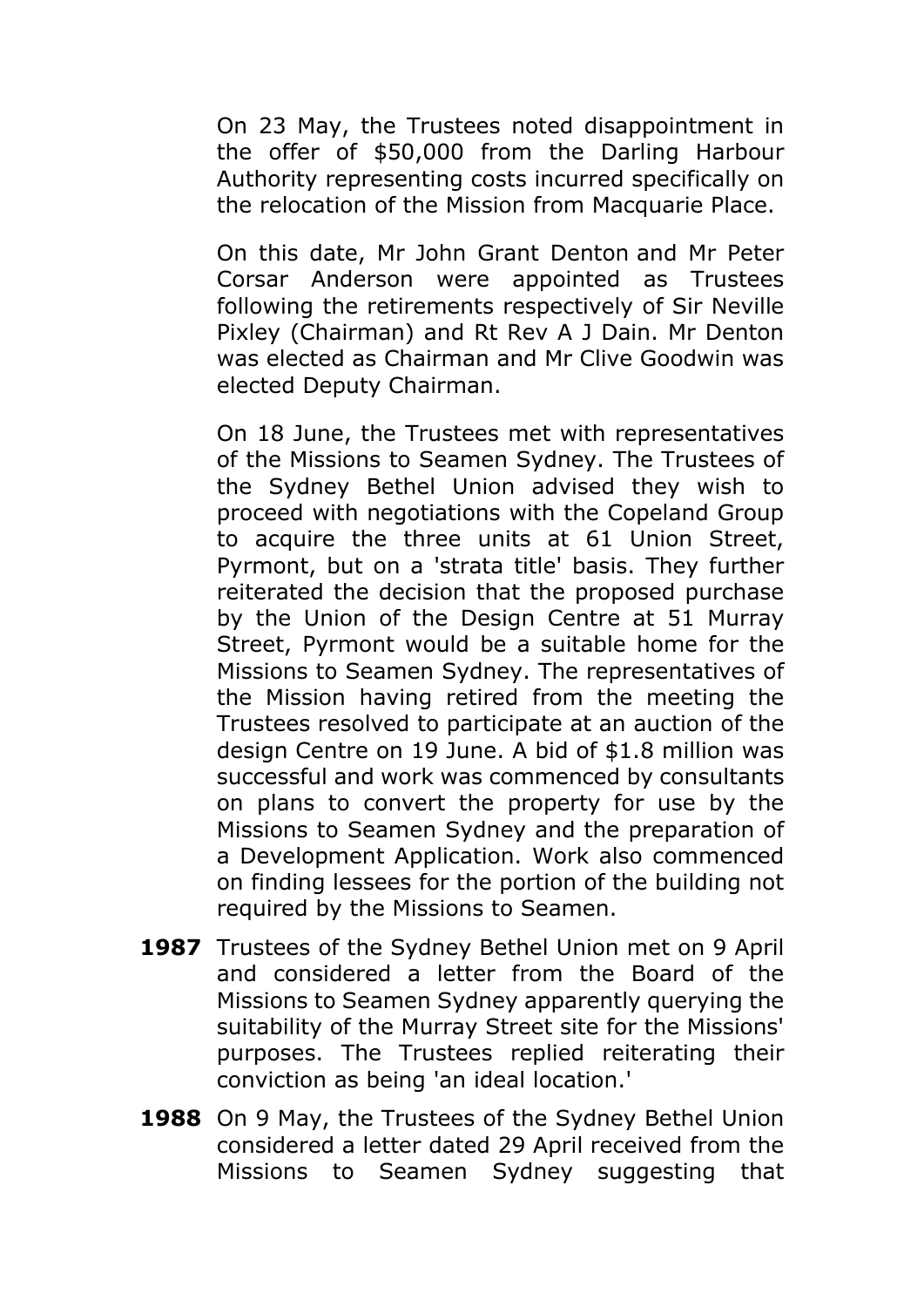On 23 May, the Trustees noted disappointment in the offer of $50,000 from the Darling Harbour Authority representing costs incurred specifically on the relocation of the Mission from Macquarie Place.

On this date, Mr John Grant Denton and Mr Peter Corsar Anderson were appointed as Trustees following the retirements respectively of Sir Neville Pixley (Chairman) and Rt Rev A J Dain. Mr Denton was elected as Chairman and Mr Clive Goodwin was elected Deputy Chairman.

On 18 June, the Trustees met with representatives of the Missions to Seamen Sydney. The Trustees of the Sydney Bethel Union advised they wish to proceed with negotiations with the Copeland Group to acquire the three units at 61 Union Street, Pyrmont, but on a 'strata title' basis. They further reiterated the decision that the proposed purchase by the Union of the Design Centre at 51 Murray Street, Pyrmont would be a suitable home for the Missions to Seamen Sydney. The representatives of the Mission having retired from the meeting the Trustees resolved to participate at an auction of the design Centre on 19 June. A bid of $1.8 million was successful and work was commenced by consultants on plans to convert the property for use by the Missions to Seamen Sydney and the preparation of a Development Application. Work also commenced on finding lessees for the portion of the building not required by the Missions to Seamen.

**1987** Trustees of the Sydney Bethel Union met on 9 April and considered a letter from the Board of the Missions to Seamen Sydney apparently querying the suitability of the Murray Street site for the Missions' purposes. The Trustees replied reiterating their conviction as being 'an ideal location.'

**1988** On 9 May, the Trustees of the Sydney Bethel Union considered a letter dated 29 April received from the Missions to Seamen Sydney suggesting that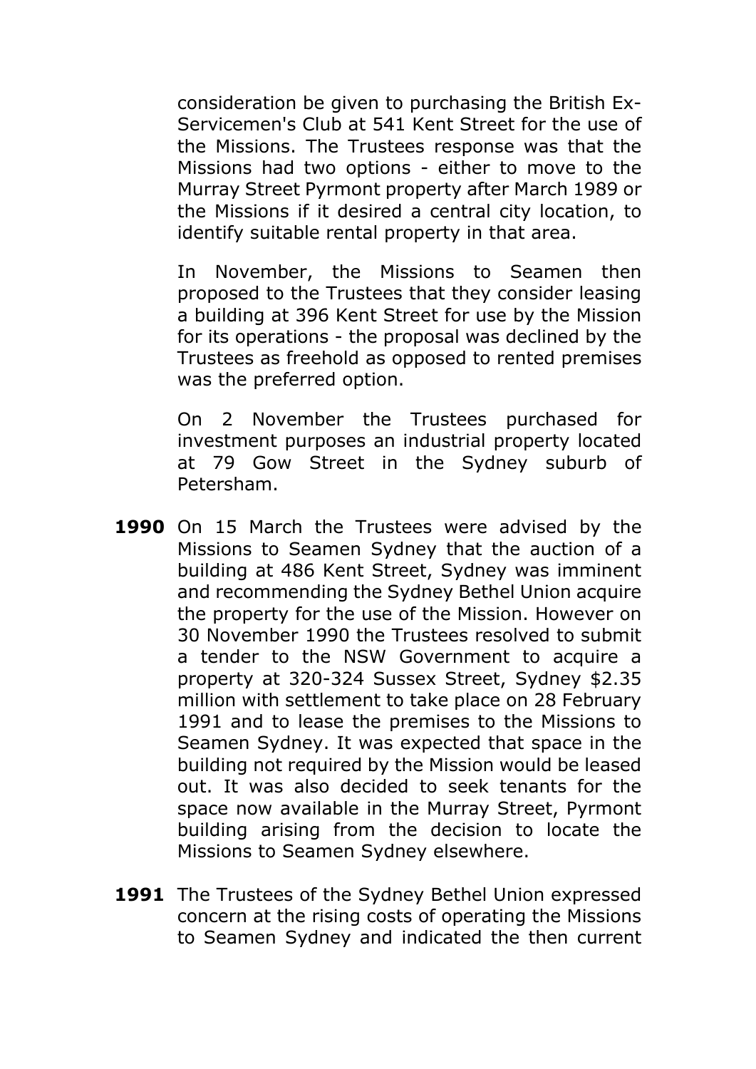consideration be given to purchasing the British Ex-Servicemen's Club at 541 Kent Street for the use of the Missions. The Trustees response was that the Missions had two options - either to move to the Murray Street Pyrmont property after March 1989 or the Missions if it desired a central city location, to identify suitable rental property in that area.

In November, the Missions to Seamen then proposed to the Trustees that they consider leasing a building at 396 Kent Street for use by the Mission for its operations - the proposal was declined by the Trustees as freehold as opposed to rented premises was the preferred option.

On 2 November the Trustees purchased for investment purposes an industrial property located at 79 Gow Street in the Sydney suburb of Petersham.

**1990** On 15 March the Trustees were advised by the Missions to Seamen Sydney that the auction of a building at 486 Kent Street, Sydney was imminent and recommending the Sydney Bethel Union acquire the property for the use of the Mission. However on 30 November 1990 the Trustees resolved to submit a tender to the NSW Government to acquire a property at 320-324 Sussex Street, Sydney $2.35 million with settlement to take place on 28 February 1991 and to lease the premises to the Missions to Seamen Sydney. It was expected that space in the building not required by the Mission would be leased out. It was also decided to seek tenants for the space now available in the Murray Street, Pyrmont building arising from the decision to locate the Missions to Seamen Sydney elsewhere.

**1991** The Trustees of the Sydney Bethel Union expressed concern at the rising costs of operating the Missions to Seamen Sydney and indicated the then current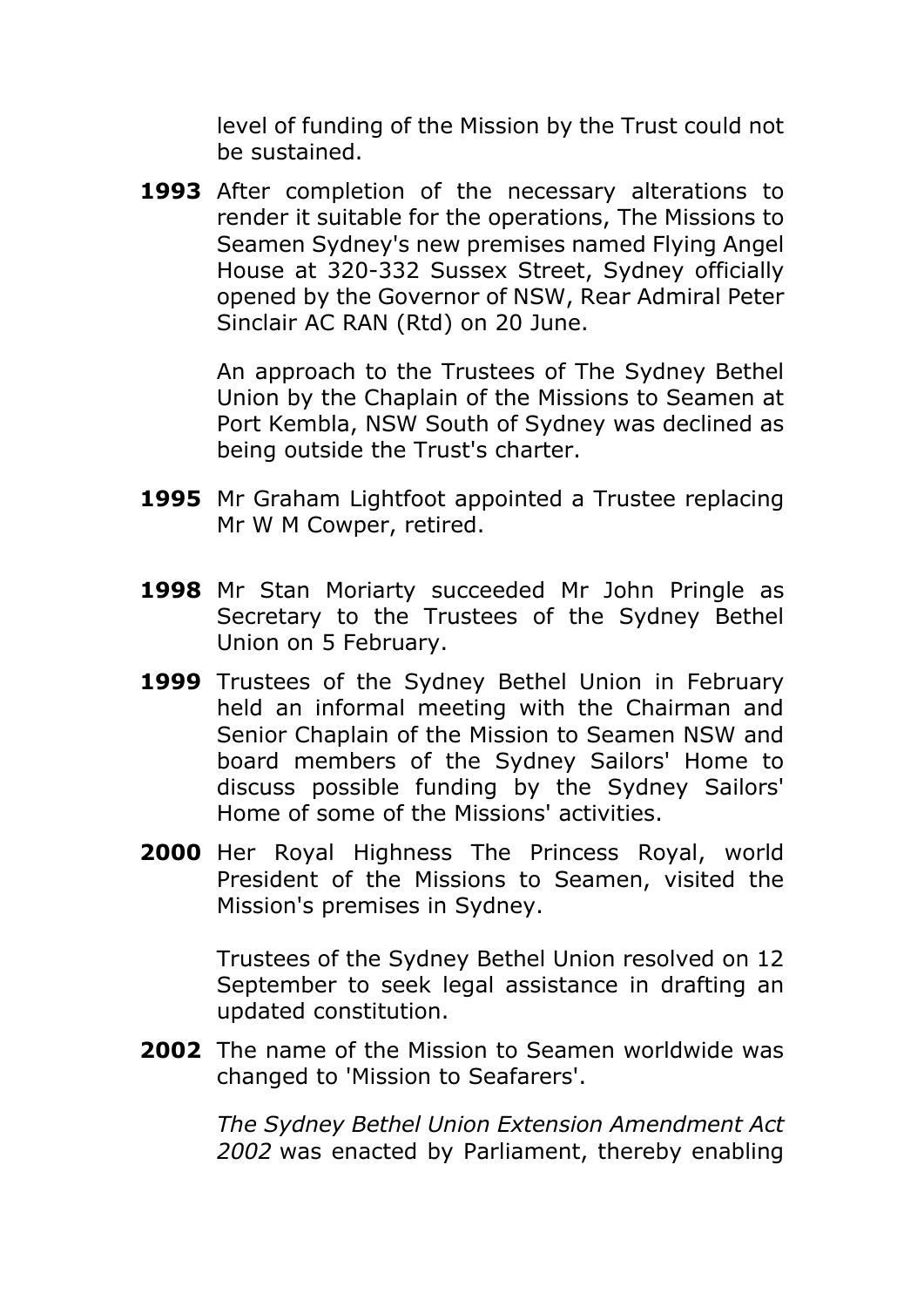level of funding of the Mission by the Trust could not be sustained.

**1993** After completion of the necessary alterations to render it suitable for the operations, The Missions to Seamen Sydney's new premises named Flying Angel House at 320-332 Sussex Street, Sydney officially opened by the Governor of NSW, Rear Admiral Peter Sinclair AC RAN (Rtd) on 20 June.

An approach to the Trustees of The Sydney Bethel Union by the Chaplain of the Missions to Seamen at Port Kembla, NSW South of Sydney was declined as being outside the Trust's charter.

**1995** Mr Graham Lightfoot appointed a Trustee replacing Mr W M Cowper, retired.

**1998** Mr Stan Moriarty succeeded Mr John Pringle as Secretary to the Trustees of the Sydney Bethel Union on 5 February.

**1999** Trustees of the Sydney Bethel Union in February held an informal meeting with the Chairman and Senior Chaplain of the Mission to Seamen NSW and board members of the Sydney Sailors' Home to discuss possible funding by the Sydney Sailors' Home of some of the Missions' activities.

**2000** Her Royal Highness The Princess Royal, world President of the Missions to Seamen, visited the Mission's premises in Sydney.

Trustees of the Sydney Bethel Union resolved on 12 September to seek legal assistance in drafting an updated constitution.

**2002** The name of the Mission to Seamen worldwide was changed to 'Mission to Seafarers'.

*The Sydney Bethel Union Extension Amendment Act 2002* was enacted by Parliament, thereby enabling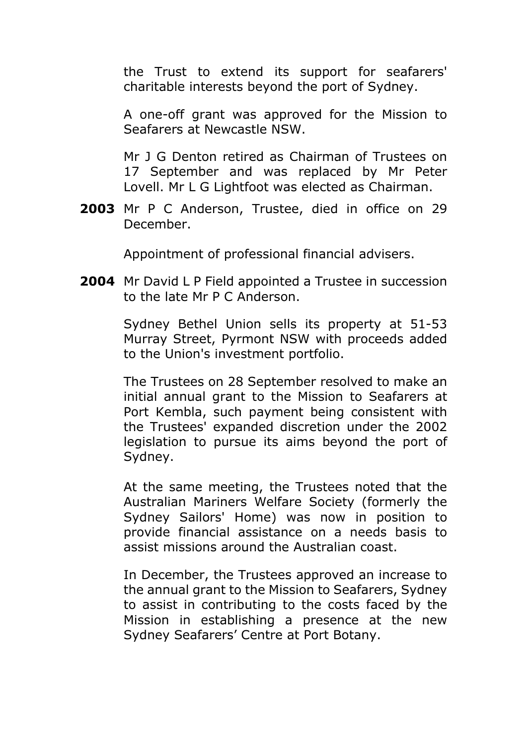the Trust to extend its support for seafarers' charitable interests beyond the port of Sydney.

A one-off grant was approved for the Mission to Seafarers at Newcastle NSW.

Mr J G Denton retired as Chairman of Trustees on 17 September and was replaced by Mr Peter Lovell. Mr L G Lightfoot was elected as Chairman.

**2003** Mr P C Anderson, Trustee, died in office on 29 December.

Appointment of professional financial advisers.

**2004** Mr David L P Field appointed a Trustee in succession to the late Mr P C Anderson.

Sydney Bethel Union sells its property at 51-53 Murray Street, Pyrmont NSW with proceeds added to the Union's investment portfolio.

The Trustees on 28 September resolved to make an initial annual grant to the Mission to Seafarers at Port Kembla, such payment being consistent with the Trustees' expanded discretion under the 2002 legislation to pursue its aims beyond the port of Sydney.

At the same meeting, the Trustees noted that the Australian Mariners Welfare Society (formerly the Sydney Sailors' Home) was now in position to provide financial assistance on a needs basis to assist missions around the Australian coast.

In December, the Trustees approved an increase to the annual grant to the Mission to Seafarers, Sydney to assist in contributing to the costs faced by the Mission in establishing a presence at the new Sydney Seafarers' Centre at Port Botany.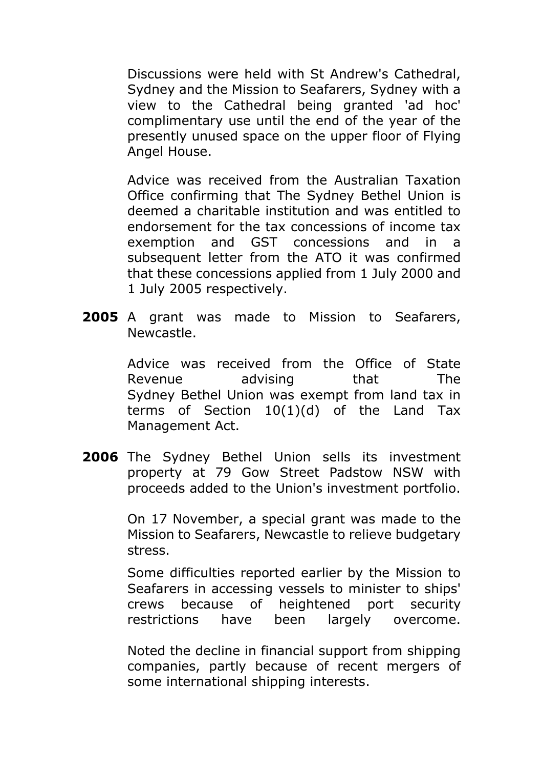Discussions were held with St Andrew's Cathedral, Sydney and the Mission to Seafarers, Sydney with a view to the Cathedral being granted 'ad hoc' complimentary use until the end of the year of the presently unused space on the upper floor of Flying Angel House.

Advice was received from the Australian Taxation Office confirming that The Sydney Bethel Union is deemed a charitable institution and was entitled to endorsement for the tax concessions of income tax exemption and GST concessions and in a subsequent letter from the ATO it was confirmed that these concessions applied from 1 July 2000 and 1 July 2005 respectively.

**2005** A grant was made to Mission to Seafarers, Newcastle.

Advice was received from the Office of State Revenue advising that The Sydney Bethel Union was exempt from land tax in terms of Section 10(1)(d) of the Land Tax Management Act.

**2006** The Sydney Bethel Union sells its investment property at 79 Gow Street Padstow NSW with proceeds added to the Union's investment portfolio.

On 17 November, a special grant was made to the Mission to Seafarers, Newcastle to relieve budgetary stress.

Some difficulties reported earlier by the Mission to Seafarers in accessing vessels to minister to ships' crews because of heightened port security restrictions have been largely overcome.

Noted the decline in financial support from shipping companies, partly because of recent mergers of some international shipping interests.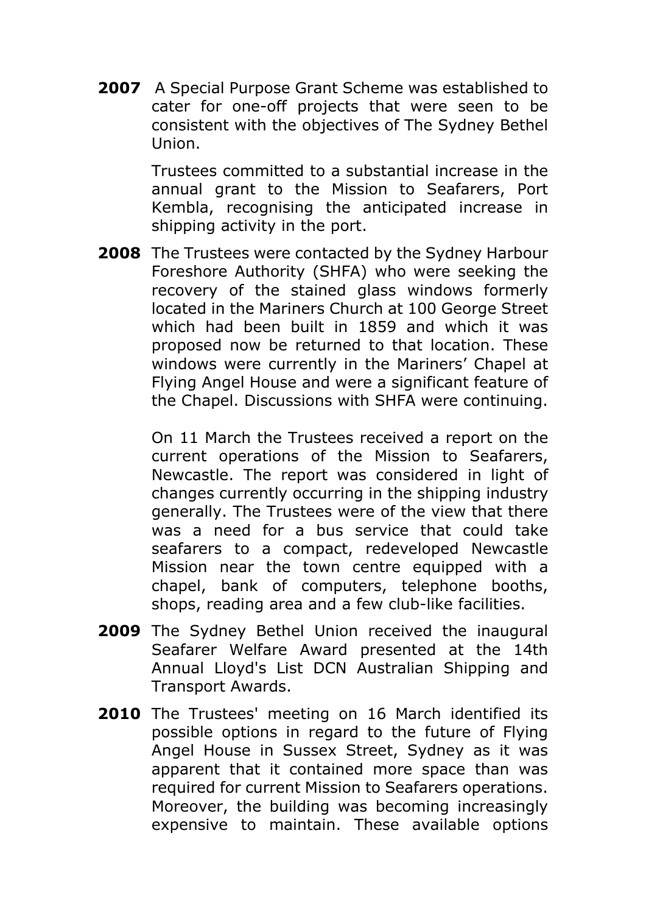**2007** A Special Purpose Grant Scheme was established to cater for one-off projects that were seen to be consistent with the objectives of The Sydney Bethel Union.

Trustees committed to a substantial increase in the annual grant to the Mission to Seafarers, Port Kembla, recognising the anticipated increase in shipping activity in the port.

**2008** The Trustees were contacted by the Sydney Harbour Foreshore Authority (SHFA) who were seeking the recovery of the stained glass windows formerly located in the Mariners Church at 100 George Street which had been built in 1859 and which it was proposed now be returned to that location. These windows were currently in the Mariners' Chapel at Flying Angel House and were a significant feature of the Chapel. Discussions with SHFA were continuing.

On 11 March the Trustees received a report on the current operations of the Mission to Seafarers, Newcastle. The report was considered in light of changes currently occurring in the shipping industry generally. The Trustees were of the view that there was a need for a bus service that could take seafarers to a compact, redeveloped Newcastle Mission near the town centre equipped with a chapel, bank of computers, telephone booths, shops, reading area and a few club-like facilities.

**2009** The Sydney Bethel Union received the inaugural Seafarer Welfare Award presented at the 14th Annual Lloyd's List DCN Australian Shipping and Transport Awards.

**2010** The Trustees' meeting on 16 March identified its possible options in regard to the future of Flying Angel House in Sussex Street, Sydney as it was apparent that it contained more space than was required for current Mission to Seafarers operations. Moreover, the building was becoming increasingly expensive to maintain. These available options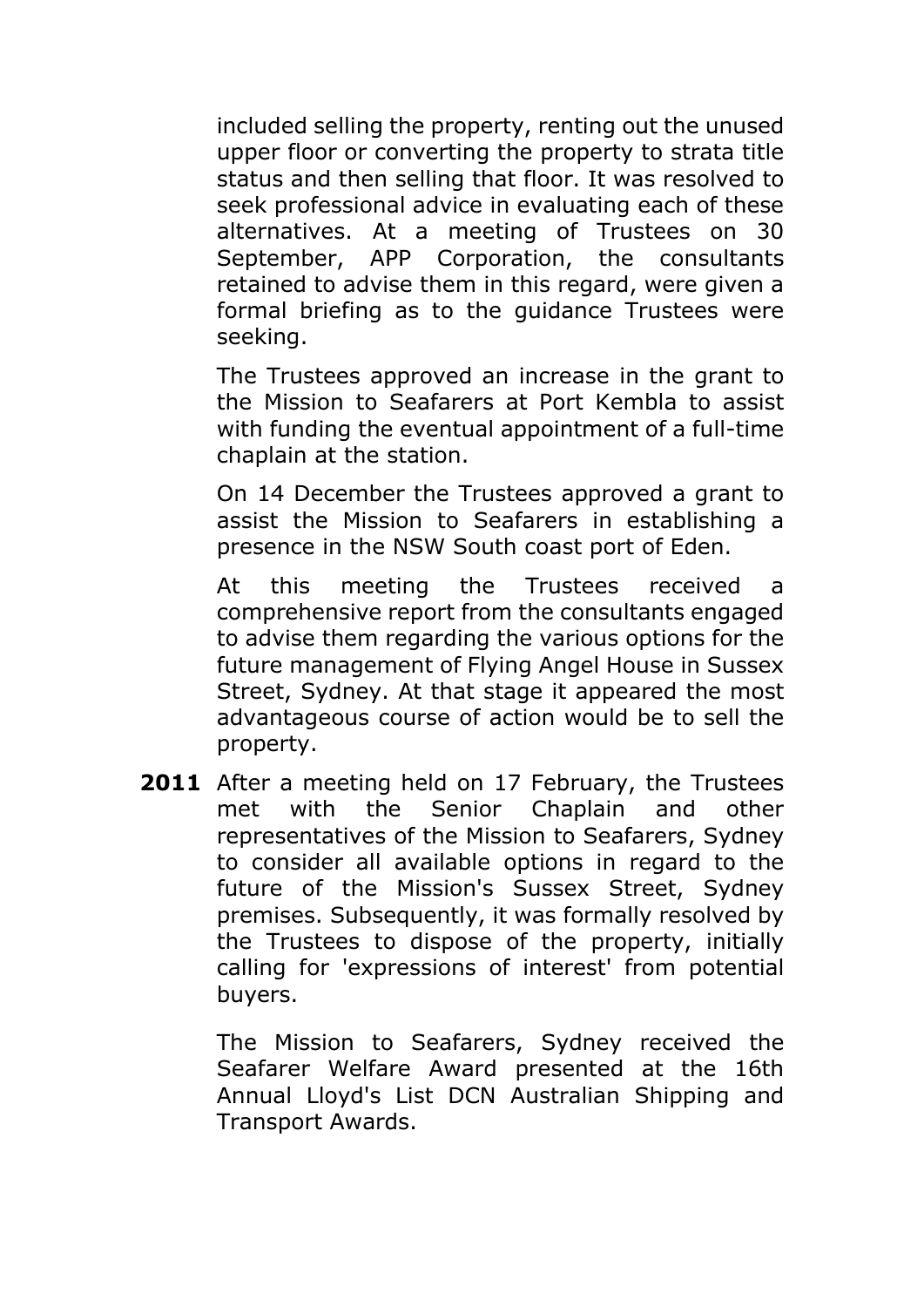included selling the property, renting out the unused upper floor or converting the property to strata title status and then selling that floor. It was resolved to seek professional advice in evaluating each of these alternatives. At a meeting of Trustees on 30 September, APP Corporation, the consultants retained to advise them in this regard, were given a formal briefing as to the guidance Trustees were seeking.

The Trustees approved an increase in the grant to the Mission to Seafarers at Port Kembla to assist with funding the eventual appointment of a full-time chaplain at the station.

On 14 December the Trustees approved a grant to assist the Mission to Seafarers in establishing a presence in the NSW South coast port of Eden.

At this meeting the Trustees received a comprehensive report from the consultants engaged to advise them regarding the various options for the future management of Flying Angel House in Sussex Street, Sydney. At that stage it appeared the most advantageous course of action would be to sell the property.

**2011** After a meeting held on 17 February, the Trustees met with the Senior Chaplain and other representatives of the Mission to Seafarers, Sydney to consider all available options in regard to the future of the Mission's Sussex Street, Sydney premises. Subsequently, it was formally resolved by the Trustees to dispose of the property, initially calling for 'expressions of interest' from potential buyers.

The Mission to Seafarers, Sydney received the Seafarer Welfare Award presented at the 16th Annual Lloyd's List DCN Australian Shipping and Transport Awards.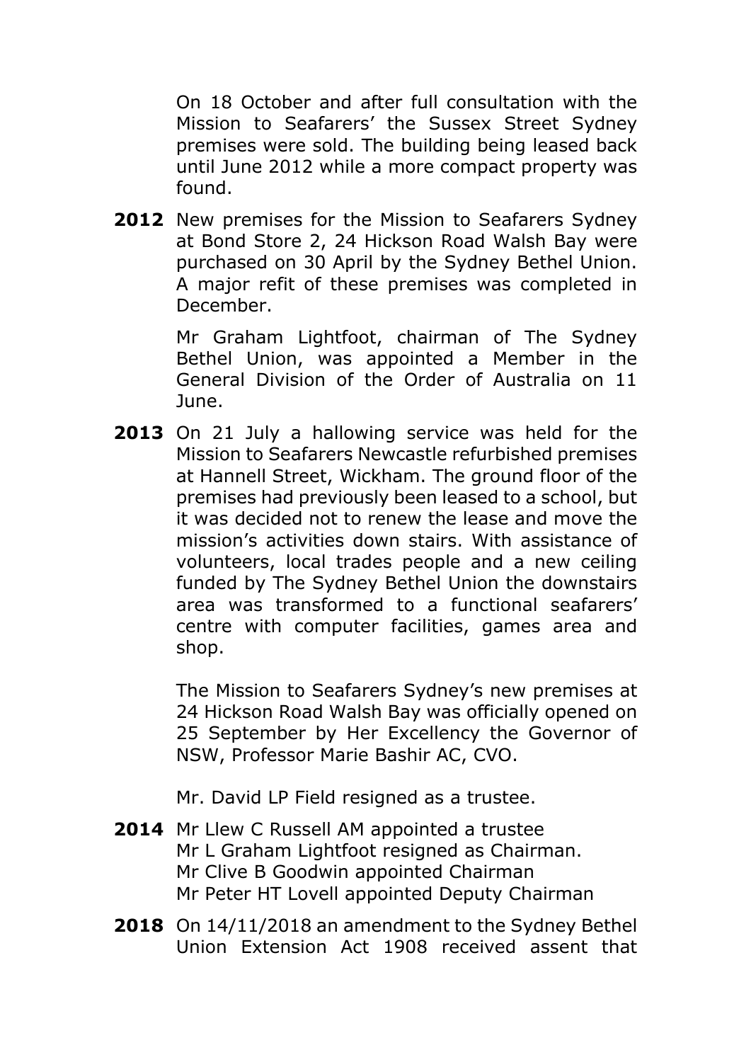On 18 October and after full consultation with the Mission to Seafarers' the Sussex Street Sydney premises were sold. The building being leased back until June 2012 while a more compact property was found.

**2012** New premises for the Mission to Seafarers Sydney at Bond Store 2, 24 Hickson Road Walsh Bay were purchased on 30 April by the Sydney Bethel Union. A major refit of these premises was completed in December.

Mr Graham Lightfoot, chairman of The Sydney Bethel Union, was appointed a Member in the General Division of the Order of Australia on 11 June.

**2013** On 21 July a hallowing service was held for the Mission to Seafarers Newcastle refurbished premises at Hannell Street, Wickham. The ground floor of the premises had previously been leased to a school, but it was decided not to renew the lease and move the mission's activities down stairs. With assistance of volunteers, local trades people and a new ceiling funded by The Sydney Bethel Union the downstairs area was transformed to a functional seafarers' centre with computer facilities, games area and shop.

The Mission to Seafarers Sydney's new premises at 24 Hickson Road Walsh Bay was officially opened on 25 September by Her Excellency the Governor of NSW, Professor Marie Bashir AC, CVO.

Mr. David LP Field resigned as a trustee.

**2014** Mr Llew C Russell AM appointed a trustee
Mr L Graham Lightfoot resigned as Chairman.
Mr Clive B Goodwin appointed Chairman
Mr Peter HT Lovell appointed Deputy Chairman

**2018** On 14/11/2018 an amendment to the Sydney Bethel Union Extension Act 1908 received assent that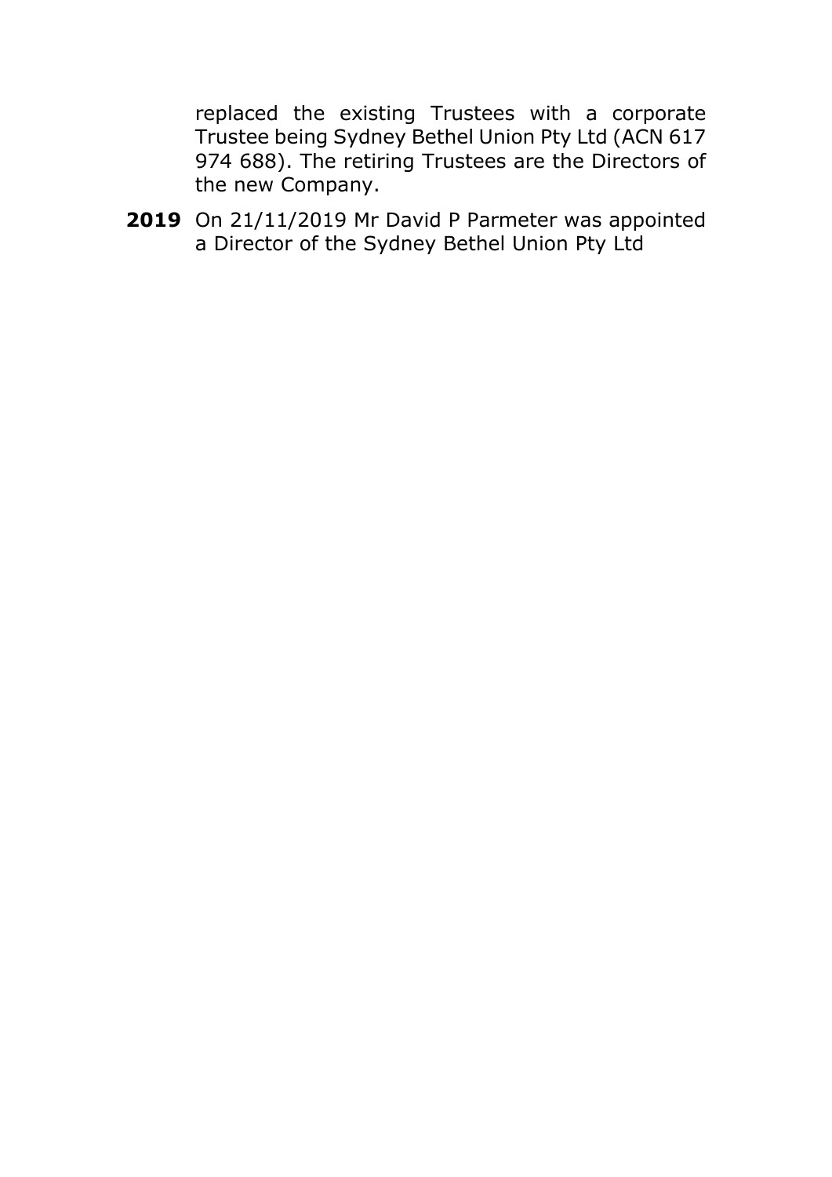replaced the existing Trustees with a corporate Trustee being Sydney Bethel Union Pty Ltd (ACN 617 974 688). The retiring Trustees are the Directors of the new Company.

**2019** On 21/11/2019 Mr David P Parmeter was appointed a Director of the Sydney Bethel Union Pty Ltd